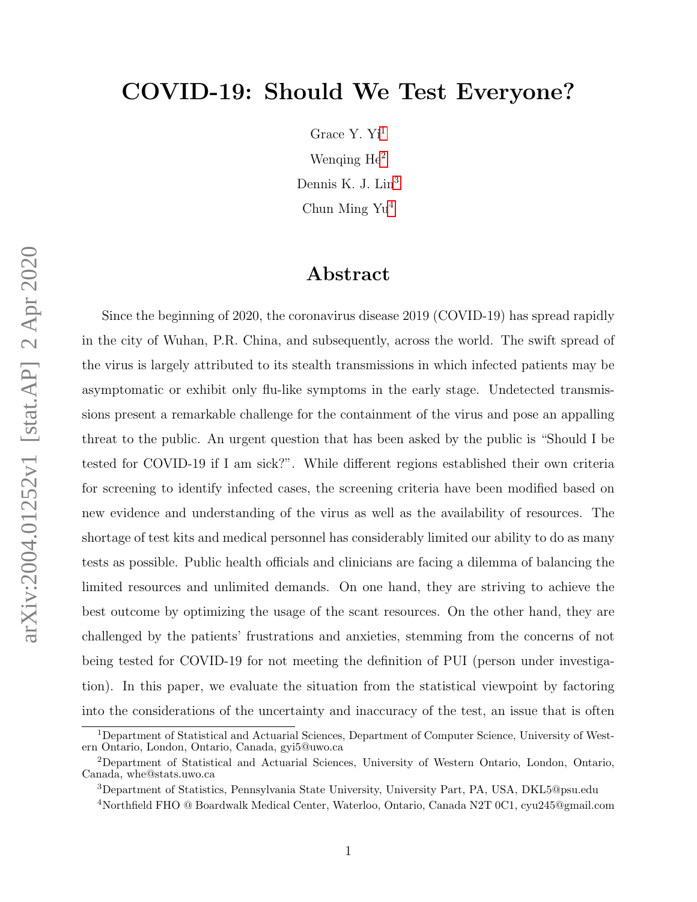# COVID-19: Should We Test Everyone?

Grace Y. Yi[1]

Wenqing He[2]

Dennis K. J. Lin[3]

Chun Ming Yu[4]

## Abstract

Since the beginning of 2020, the coronavirus disease 2019 (COVID-19) has spread rapidly in the city of Wuhan, P.R. China, and subsequently, across the world. The swift spread of the virus is largely attributed to its stealth transmissions in which infected patients may be asymptomatic or exhibit only flu-like symptoms in the early stage. Undetected transmissions present a remarkable challenge for the containment of the virus and pose an appalling threat to the public. An urgent question that has been asked by the public is "Should I be tested for COVID-19 if I am sick?". While different regions established their own criteria for screening to identify infected cases, the screening criteria have been modified based on new evidence and understanding of the virus as well as the availability of resources. The shortage of test kits and medical personnel has considerably limited our ability to do as many tests as possible. Public health officials and clinicians are facing a dilemma of balancing the limited resources and unlimited demands. On one hand, they are striving to achieve the best outcome by optimizing the usage of the scant resources. On the other hand, they are challenged by the patients' frustrations and anxieties, stemming from the concerns of not being tested for COVID-19 for not meeting the definition of PUI (person under investigation). In this paper, we evaluate the situation from the statistical viewpoint by factoring into the considerations of the uncertainty and inaccuracy of the test, an issue that is often

[1]Department of Statistical and Actuarial Sciences, Department of Computer Science, University of Western Ontario, London, Ontario, Canada, gyi5@uwo.ca

[2]Department of Statistical and Actuarial Sciences, University of Western Ontario, London, Ontario, Canada, whe@stats.uwo.ca

[3]Department of Statistics, Pennsylvania State University, University Part, PA, USA, DKL5@psu.edu

[4]Northfield FHO @ Boardwalk Medical Center, Waterloo, Ontario, Canada N2T 0C1, cyu245@gmail.com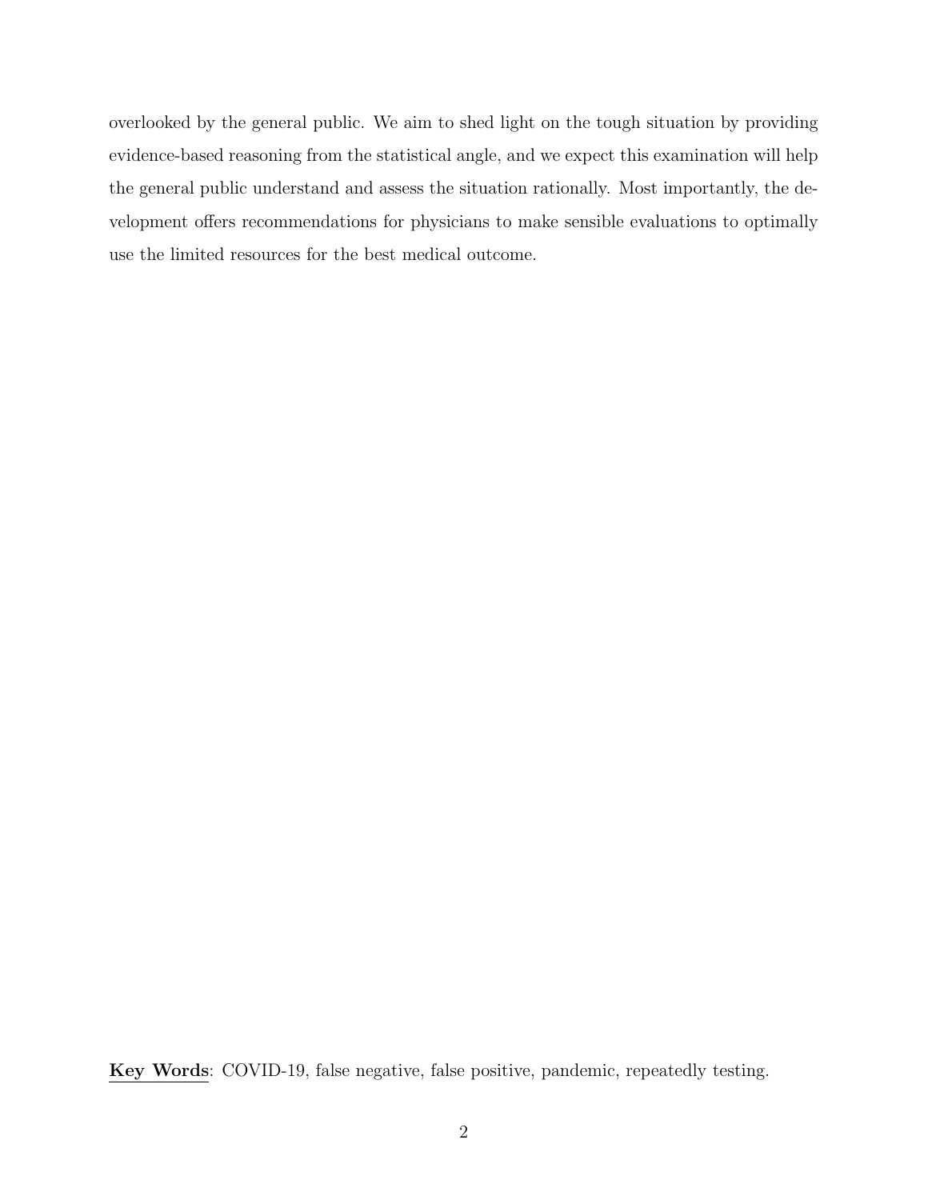overlooked by the general public. We aim to shed light on the tough situation by providing evidence-based reasoning from the statistical angle, and we expect this examination will help the general public understand and assess the situation rationally. Most importantly, the development offers recommendations for physicians to make sensible evaluations to optimally use the limited resources for the best medical outcome.

**Key Words**: COVID-19, false negative, false positive, pandemic, repeatedly testing.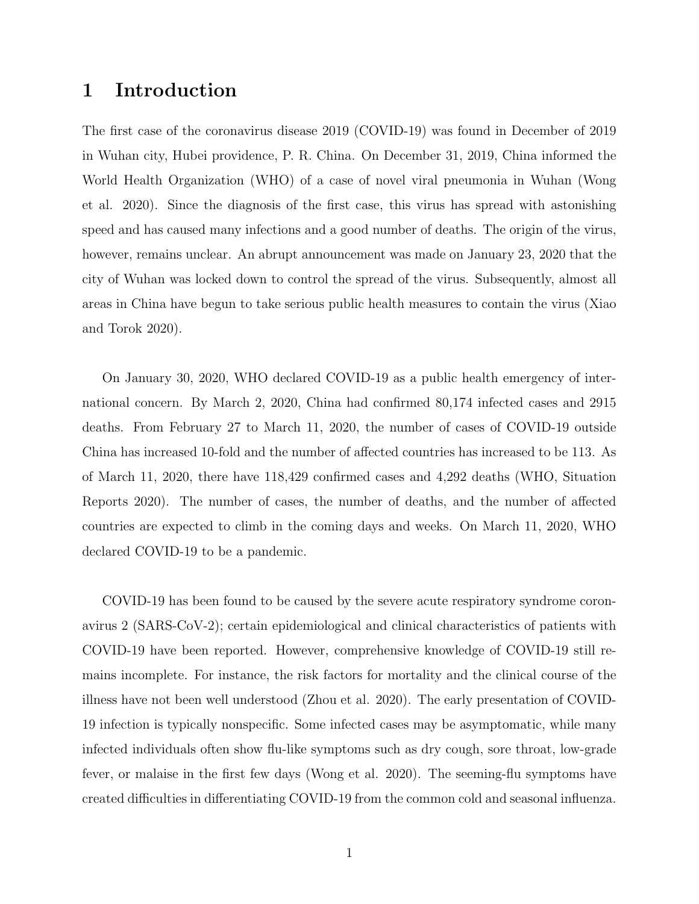# 1 Introduction

The first case of the coronavirus disease 2019 (COVID-19) was found in December of 2019 in Wuhan city, Hubei providence, P. R. China. On December 31, 2019, China informed the World Health Organization (WHO) of a case of novel viral pneumonia in Wuhan (Wong et al. 2020). Since the diagnosis of the first case, this virus has spread with astonishing speed and has caused many infections and a good number of deaths. The origin of the virus, however, remains unclear. An abrupt announcement was made on January 23, 2020 that the city of Wuhan was locked down to control the spread of the virus. Subsequently, almost all areas in China have begun to take serious public health measures to contain the virus (Xiao and Torok 2020).

On January 30, 2020, WHO declared COVID-19 as a public health emergency of international concern. By March 2, 2020, China had confirmed 80,174 infected cases and 2915 deaths. From February 27 to March 11, 2020, the number of cases of COVID-19 outside China has increased 10-fold and the number of affected countries has increased to be 113. As of March 11, 2020, there have 118,429 confirmed cases and 4,292 deaths (WHO, Situation Reports 2020). The number of cases, the number of deaths, and the number of affected countries are expected to climb in the coming days and weeks. On March 11, 2020, WHO declared COVID-19 to be a pandemic.

COVID-19 has been found to be caused by the severe acute respiratory syndrome coronavirus 2 (SARS-CoV-2); certain epidemiological and clinical characteristics of patients with COVID-19 have been reported. However, comprehensive knowledge of COVID-19 still remains incomplete. For instance, the risk factors for mortality and the clinical course of the illness have not been well understood (Zhou et al. 2020). The early presentation of COVID-19 infection is typically nonspecific. Some infected cases may be asymptomatic, while many infected individuals often show flu-like symptoms such as dry cough, sore throat, low-grade fever, or malaise in the first few days (Wong et al. 2020). The seeming-flu symptoms have created difficulties in differentiating COVID-19 from the common cold and seasonal influenza.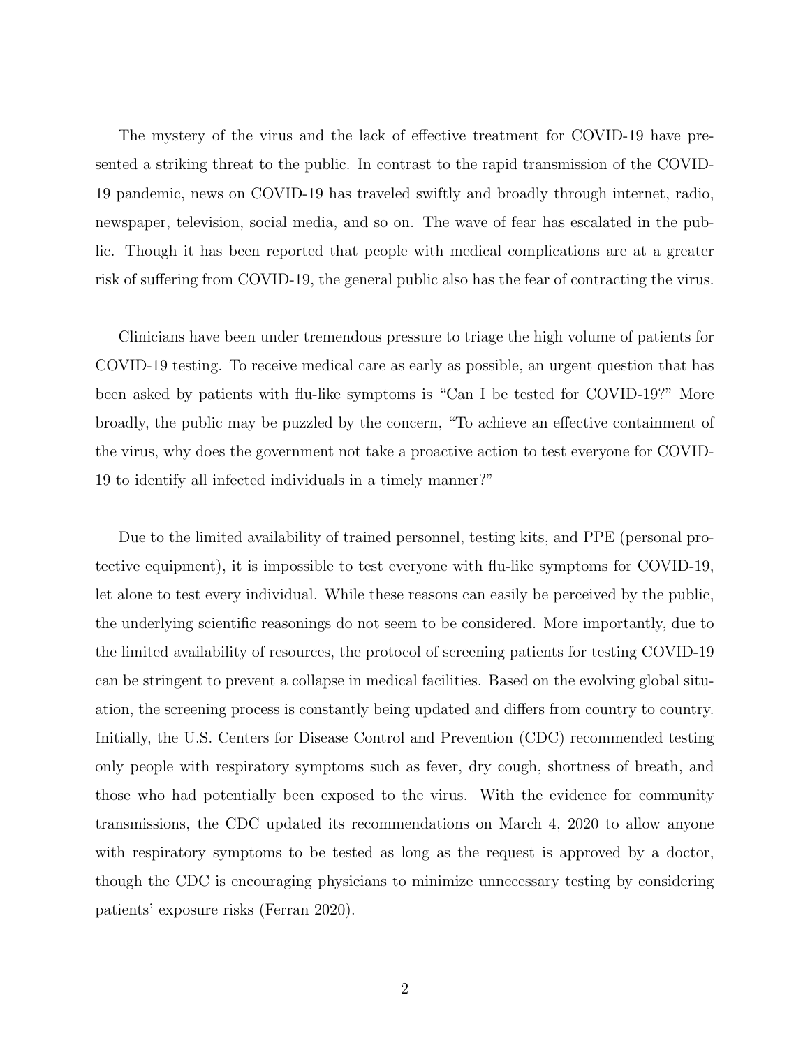The mystery of the virus and the lack of effective treatment for COVID-19 have presented a striking threat to the public. In contrast to the rapid transmission of the COVID-19 pandemic, news on COVID-19 has traveled swiftly and broadly through internet, radio, newspaper, television, social media, and so on. The wave of fear has escalated in the public. Though it has been reported that people with medical complications are at a greater risk of suffering from COVID-19, the general public also has the fear of contracting the virus.

Clinicians have been under tremendous pressure to triage the high volume of patients for COVID-19 testing. To receive medical care as early as possible, an urgent question that has been asked by patients with flu-like symptoms is "Can I be tested for COVID-19?" More broadly, the public may be puzzled by the concern, "To achieve an effective containment of the virus, why does the government not take a proactive action to test everyone for COVID-19 to identify all infected individuals in a timely manner?"

Due to the limited availability of trained personnel, testing kits, and PPE (personal protective equipment), it is impossible to test everyone with flu-like symptoms for COVID-19, let alone to test every individual. While these reasons can easily be perceived by the public, the underlying scientific reasonings do not seem to be considered. More importantly, due to the limited availability of resources, the protocol of screening patients for testing COVID-19 can be stringent to prevent a collapse in medical facilities. Based on the evolving global situation, the screening process is constantly being updated and differs from country to country. Initially, the U.S. Centers for Disease Control and Prevention (CDC) recommended testing only people with respiratory symptoms such as fever, dry cough, shortness of breath, and those who had potentially been exposed to the virus. With the evidence for community transmissions, the CDC updated its recommendations on March 4, 2020 to allow anyone with respiratory symptoms to be tested as long as the request is approved by a doctor, though the CDC is encouraging physicians to minimize unnecessary testing by considering patients' exposure risks (Ferran 2020).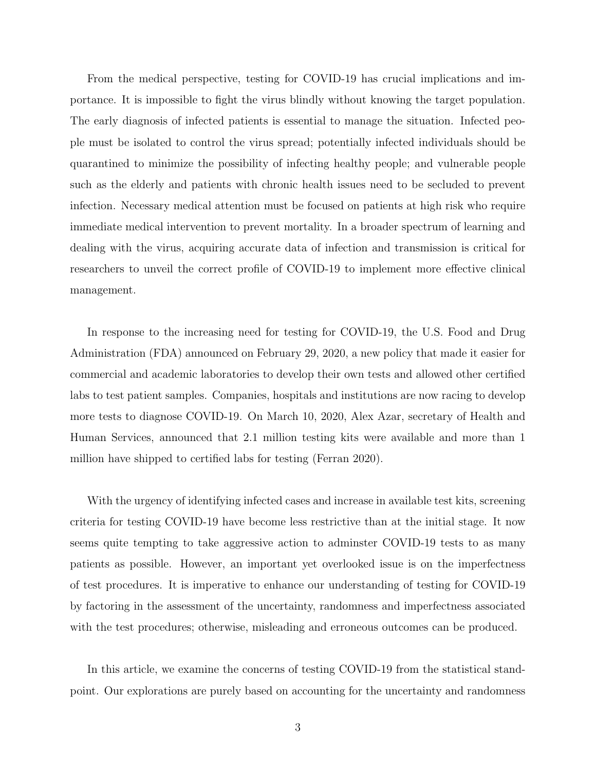From the medical perspective, testing for COVID-19 has crucial implications and importance. It is impossible to fight the virus blindly without knowing the target population. The early diagnosis of infected patients is essential to manage the situation. Infected people must be isolated to control the virus spread; potentially infected individuals should be quarantined to minimize the possibility of infecting healthy people; and vulnerable people such as the elderly and patients with chronic health issues need to be secluded to prevent infection. Necessary medical attention must be focused on patients at high risk who require immediate medical intervention to prevent mortality. In a broader spectrum of learning and dealing with the virus, acquiring accurate data of infection and transmission is critical for researchers to unveil the correct profile of COVID-19 to implement more effective clinical management.

In response to the increasing need for testing for COVID-19, the U.S. Food and Drug Administration (FDA) announced on February 29, 2020, a new policy that made it easier for commercial and academic laboratories to develop their own tests and allowed other certified labs to test patient samples. Companies, hospitals and institutions are now racing to develop more tests to diagnose COVID-19. On March 10, 2020, Alex Azar, secretary of Health and Human Services, announced that 2.1 million testing kits were available and more than 1 million have shipped to certified labs for testing (Ferran 2020).

With the urgency of identifying infected cases and increase in available test kits, screening criteria for testing COVID-19 have become less restrictive than at the initial stage. It now seems quite tempting to take aggressive action to adminster COVID-19 tests to as many patients as possible. However, an important yet overlooked issue is on the imperfectness of test procedures. It is imperative to enhance our understanding of testing for COVID-19 by factoring in the assessment of the uncertainty, randomness and imperfectness associated with the test procedures; otherwise, misleading and erroneous outcomes can be produced.

In this article, we examine the concerns of testing COVID-19 from the statistical standpoint. Our explorations are purely based on accounting for the uncertainty and randomness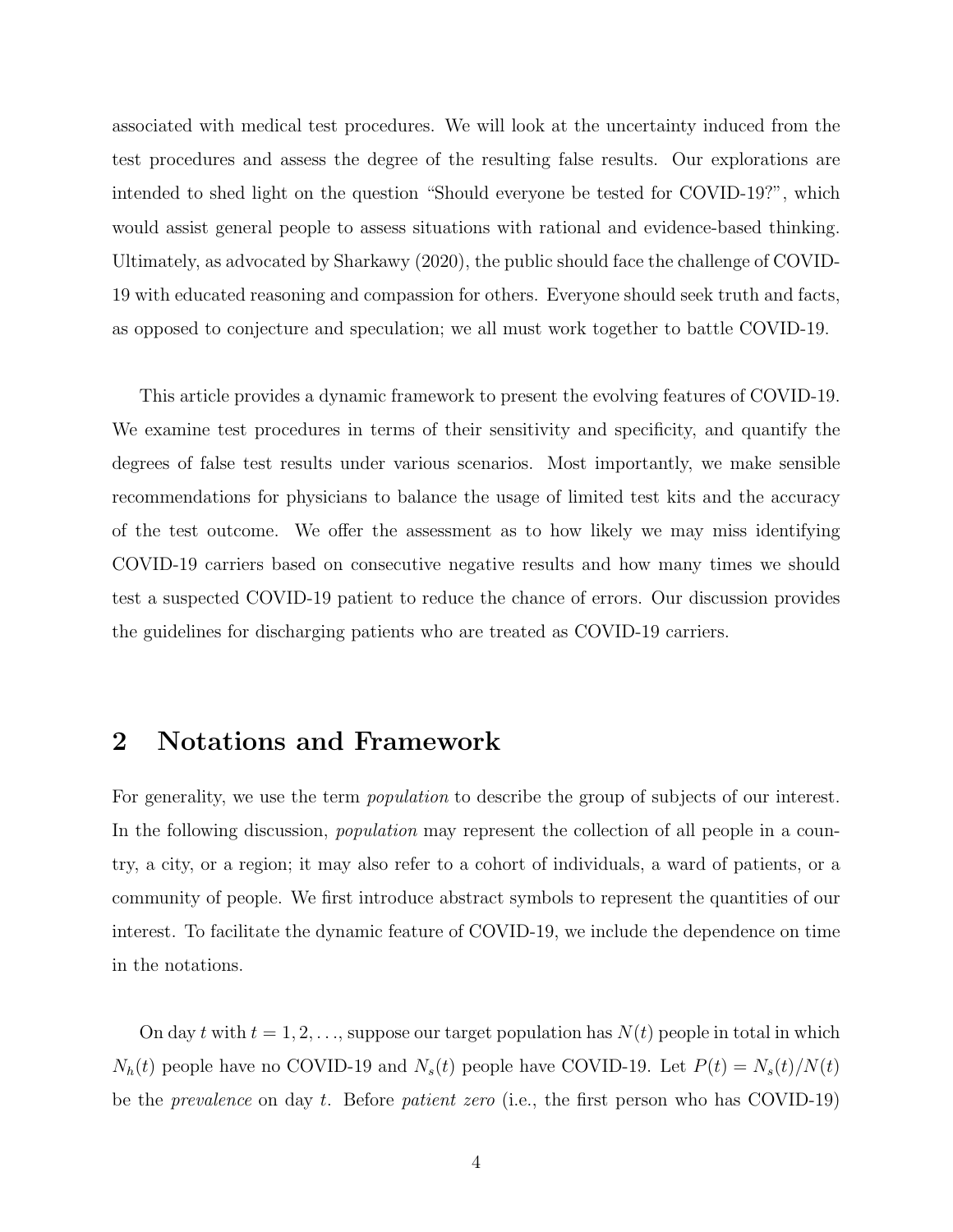associated with medical test procedures. We will look at the uncertainty induced from the test procedures and assess the degree of the resulting false results. Our explorations are intended to shed light on the question "Should everyone be tested for COVID-19?", which would assist general people to assess situations with rational and evidence-based thinking. Ultimately, as advocated by Sharkawy (2020), the public should face the challenge of COVID-19 with educated reasoning and compassion for others. Everyone should seek truth and facts, as opposed to conjecture and speculation; we all must work together to battle COVID-19.

This article provides a dynamic framework to present the evolving features of COVID-19. We examine test procedures in terms of their sensitivity and specificity, and quantify the degrees of false test results under various scenarios. Most importantly, we make sensible recommendations for physicians to balance the usage of limited test kits and the accuracy of the test outcome. We offer the assessment as to how likely we may miss identifying COVID-19 carriers based on consecutive negative results and how many times we should test a suspected COVID-19 patient to reduce the chance of errors. Our discussion provides the guidelines for discharging patients who are treated as COVID-19 carriers.

## 2 Notations and Framework

For generality, we use the term *population* to describe the group of subjects of our interest. In the following discussion, *population* may represent the collection of all people in a country, a city, or a region; it may also refer to a cohort of individuals, a ward of patients, or a community of people. We first introduce abstract symbols to represent the quantities of our interest. To facilitate the dynamic feature of COVID-19, we include the dependence on time in the notations.

On day $t$ with $t = 1, 2, \ldots$, suppose our target population has $N(t)$ people in total in which $N_h(t)$ people have no COVID-19 and $N_s(t)$ people have COVID-19. Let $P(t) = N_s(t)/N(t)$ be the *prevalence* on day $t$. Before *patient zero* (i.e., the first person who has COVID-19)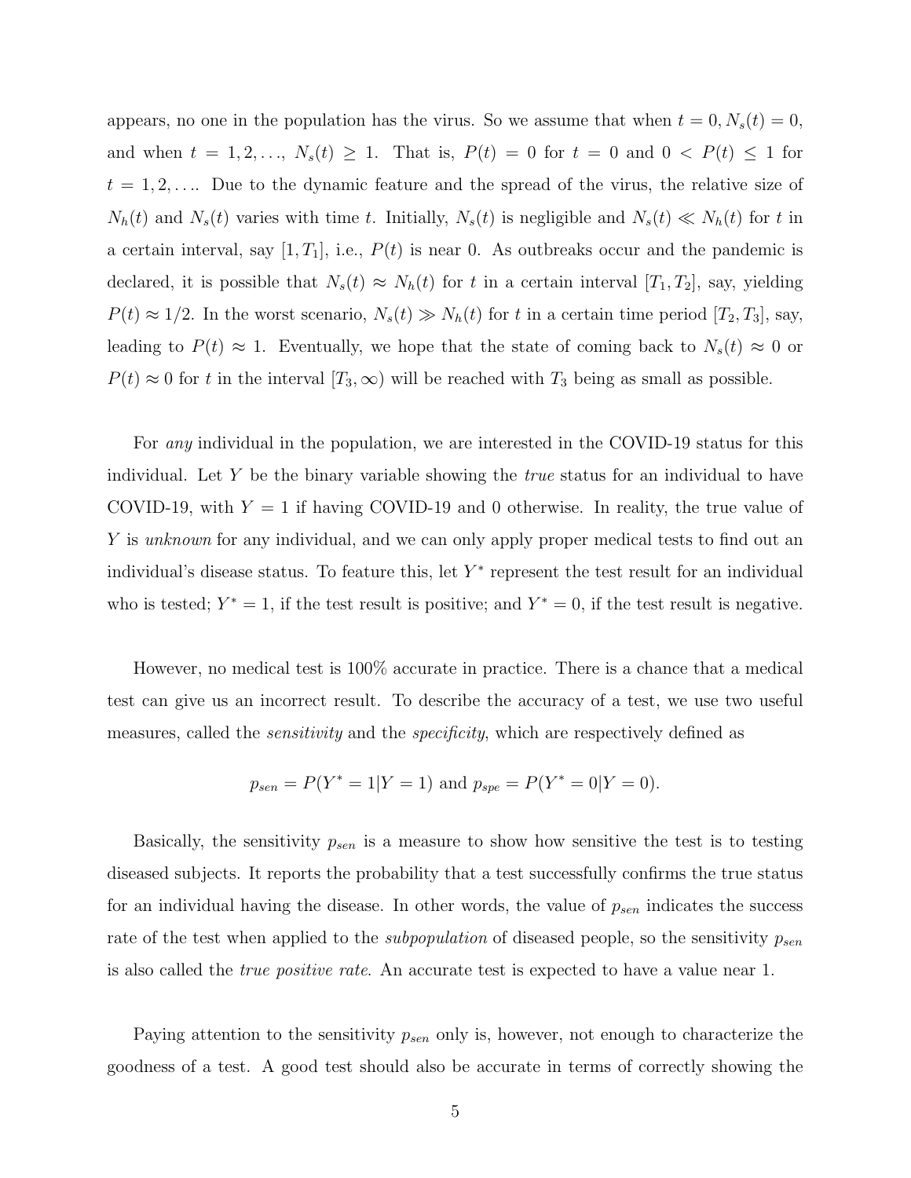appears, no one in the population has the virus. So we assume that when $t = 0, N_s(t) = 0$, and when $t = 1, 2, \ldots,$ $N_s(t) \geq 1$. That is, $P(t) = 0$ for $t = 0$ and $0 < P(t) \leq 1$ for $t = 1, 2, \ldots$. Due to the dynamic feature and the spread of the virus, the relative size of $N_h(t)$ and $N_s(t)$ varies with time $t$. Initially, $N_s(t)$ is negligible and $N_s(t) \ll N_h(t)$ for $t$ in a certain interval, say $[1, T_1]$, i.e., $P(t)$ is near 0. As outbreaks occur and the pandemic is declared, it is possible that $N_s(t) \approx N_h(t)$ for $t$ in a certain interval $[T_1, T_2]$, say, yielding $P(t) \approx 1/2$. In the worst scenario, $N_s(t) \gg N_h(t)$ for $t$ in a certain time period $[T_2, T_3]$, say, leading to $P(t) \approx 1$. Eventually, we hope that the state of coming back to $N_s(t) \approx 0$ or $P(t) \approx 0$ for $t$ in the interval $[T_3, \infty)$ will be reached with $T_3$ being as small as possible.

For *any* individual in the population, we are interested in the COVID-19 status for this individual. Let $Y$ be the binary variable showing the *true* status for an individual to have COVID-19, with $Y = 1$ if having COVID-19 and 0 otherwise. In reality, the true value of $Y$ is *unknown* for any individual, and we can only apply proper medical tests to find out an individual's disease status. To feature this, let $Y^*$ represent the test result for an individual who is tested; $Y^* = 1$, if the test result is positive; and $Y^* = 0$, if the test result is negative.

However, no medical test is 100% accurate in practice. There is a chance that a medical test can give us an incorrect result. To describe the accuracy of a test, we use two useful measures, called the *sensitivity* and the *specificity*, which are respectively defined as

$$p_{sen} = P(Y^* = 1|Y = 1) \text{ and } p_{spe} = P(Y^* = 0|Y = 0).$$

Basically, the sensitivity $p_{sen}$ is a measure to show how sensitive the test is to testing diseased subjects. It reports the probability that a test successfully confirms the true status for an individual having the disease. In other words, the value of $p_{sen}$ indicates the success rate of the test when applied to the *subpopulation* of diseased people, so the sensitivity $p_{sen}$ is also called the *true positive rate*. An accurate test is expected to have a value near 1.

Paying attention to the sensitivity $p_{sen}$ only is, however, not enough to characterize the goodness of a test. A good test should also be accurate in terms of correctly showing the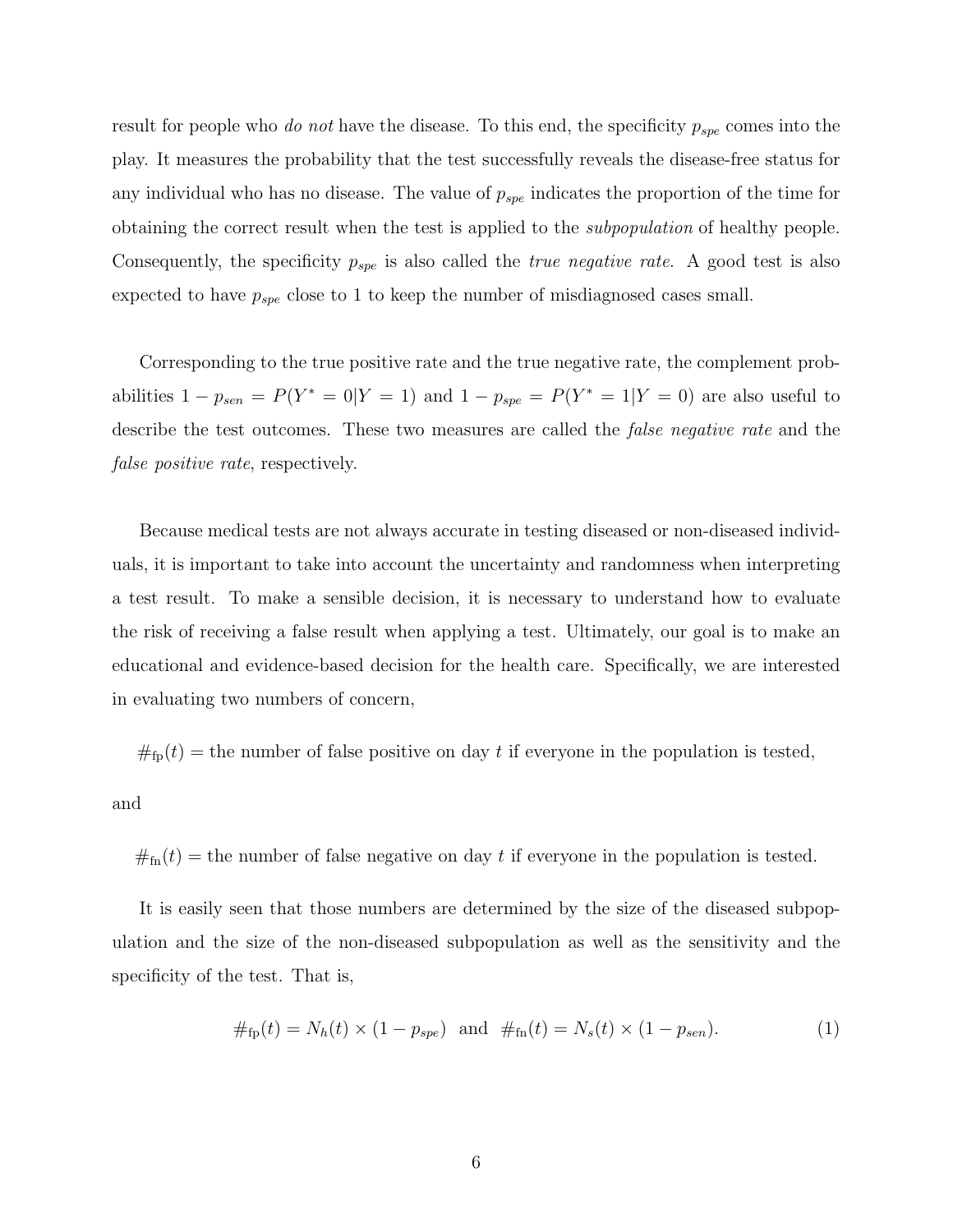result for people who *do not* have the disease. To this end, the specificity $p_{spe}$ comes into the play. It measures the probability that the test successfully reveals the disease-free status for any individual who has no disease. The value of $p_{spe}$ indicates the proportion of the time for obtaining the correct result when the test is applied to the *subpopulation* of healthy people. Consequently, the specificity $p_{spe}$ is also called the *true negative rate*. A good test is also expected to have $p_{spe}$ close to 1 to keep the number of misdiagnosed cases small.

Corresponding to the true positive rate and the true negative rate, the complement probabilities $1 - p_{sen} = P(Y^* = 0|Y = 1)$ and $1 - p_{spe} = P(Y^* = 1|Y = 0)$ are also useful to describe the test outcomes. These two measures are called the *false negative rate* and the *false positive rate*, respectively.

Because medical tests are not always accurate in testing diseased or non-diseased individuals, it is important to take into account the uncertainty and randomness when interpreting a test result. To make a sensible decision, it is necessary to understand how to evaluate the risk of receiving a false result when applying a test. Ultimately, our goal is to make an educational and evidence-based decision for the health care. Specifically, we are interested in evaluating two numbers of concern,

$\#_{\text{fp}}(t) =$ the number of false positive on day $t$ if everyone in the population is tested,

and

$\#_{\text{fn}}(t) =$ the number of false negative on day $t$ if everyone in the population is tested.

It is easily seen that those numbers are determined by the size of the diseased subpopulation and the size of the non-diseased subpopulation as well as the sensitivity and the specificity of the test. That is,

$$\#_{\text{fp}}(t) = N_h(t) \times (1 - p_{spe}) \quad \text{and} \quad \#_{\text{fn}}(t) = N_s(t) \times (1 - p_{sen}). \tag{1}$$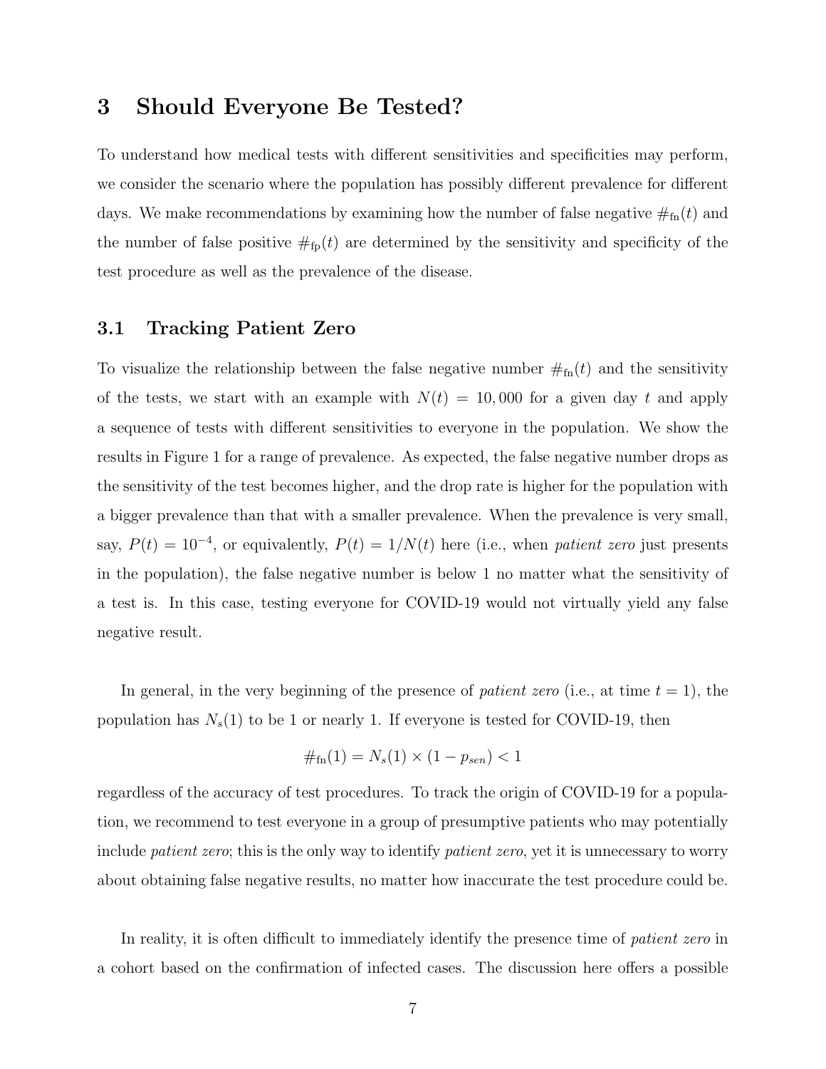## 3 Should Everyone Be Tested?

To understand how medical tests with different sensitivities and specificities may perform, we consider the scenario where the population has possibly different prevalence for different days. We make recommendations by examining how the number of false negative $\#_{\text{fn}}(t)$ and the number of false positive $\#_{\text{fp}}(t)$ are determined by the sensitivity and specificity of the test procedure as well as the prevalence of the disease.

### 3.1 Tracking Patient Zero

To visualize the relationship between the false negative number $\#_{\text{fn}}(t)$ and the sensitivity of the tests, we start with an example with $N(t) = 10,000$ for a given day $t$ and apply a sequence of tests with different sensitivities to everyone in the population. We show the results in Figure 1 for a range of prevalence. As expected, the false negative number drops as the sensitivity of the test becomes higher, and the drop rate is higher for the population with a bigger prevalence than that with a smaller prevalence. When the prevalence is very small, say, $P(t) = 10^{-4}$, or equivalently, $P(t) = 1/N(t)$ here (i.e., when *patient zero* just presents in the population), the false negative number is below 1 no matter what the sensitivity of a test is. In this case, testing everyone for COVID-19 would not virtually yield any false negative result.

In general, in the very beginning of the presence of *patient zero* (i.e., at time $t = 1$), the population has $N_s(1)$ to be 1 or nearly 1. If everyone is tested for COVID-19, then

$$\#_{\text{fn}}(1) = N_s(1) \times (1 - p_{sen}) < 1$$

regardless of the accuracy of test procedures. To track the origin of COVID-19 for a population, we recommend to test everyone in a group of presumptive patients who may potentially include *patient zero*; this is the only way to identify *patient zero*, yet it is unnecessary to worry about obtaining false negative results, no matter how inaccurate the test procedure could be.

In reality, it is often difficult to immediately identify the presence time of *patient zero* in a cohort based on the confirmation of infected cases. The discussion here offers a possible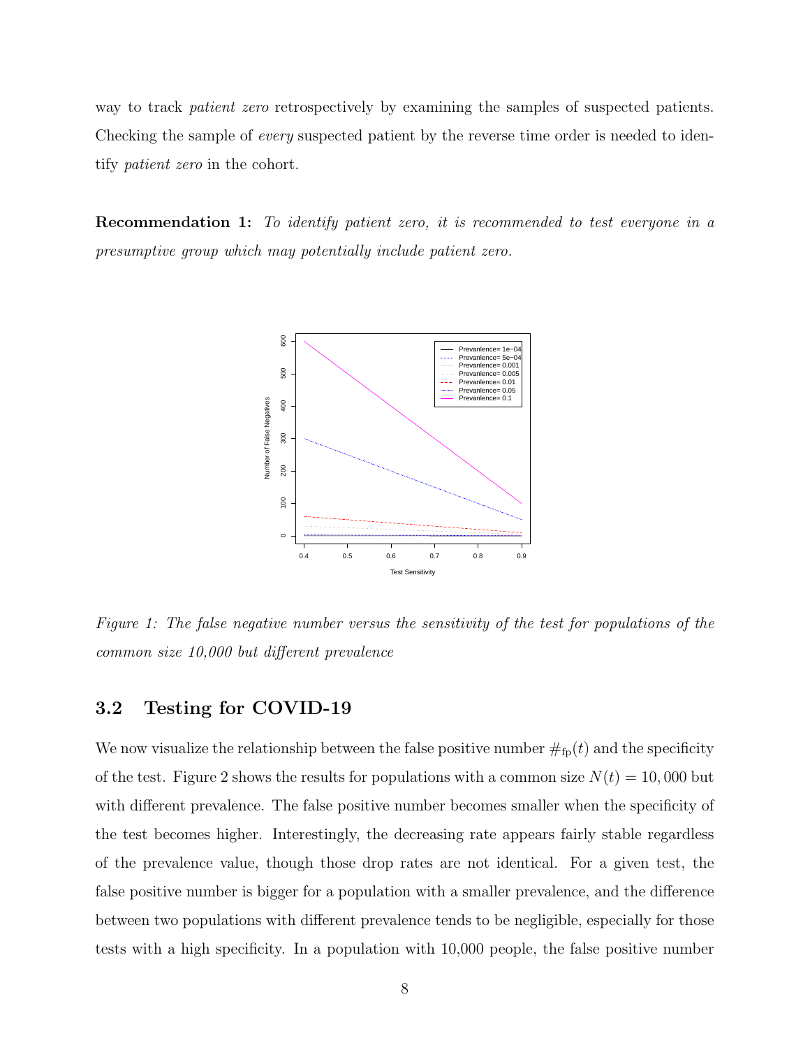way to track *patient zero* retrospectively by examining the samples of suspected patients. Checking the sample of *every* suspected patient by the reverse time order is needed to identify *patient zero* in the cohort.

**Recommendation 1:** *To identify patient zero, it is recommended to test everyone in a presumptive group which may potentially include patient zero.*

*Figure 1: The false negative number versus the sensitivity of the test for populations of the common size 10,000 but different prevalence*

## 3.2 Testing for COVID-19

We now visualize the relationship between the false positive number $\#_{\text{fp}}(t)$ and the specificity of the test. Figure 2 shows the results for populations with a common size $N(t) = 10,000$ but with different prevalence. The false positive number becomes smaller when the specificity of the test becomes higher. Interestingly, the decreasing rate appears fairly stable regardless of the prevalence value, though those drop rates are not identical. For a given test, the false positive number is bigger for a population with a smaller prevalence, and the difference between two populations with different prevalence tends to be negligible, especially for those tests with a high specificity. In a population with 10,000 people, the false positive number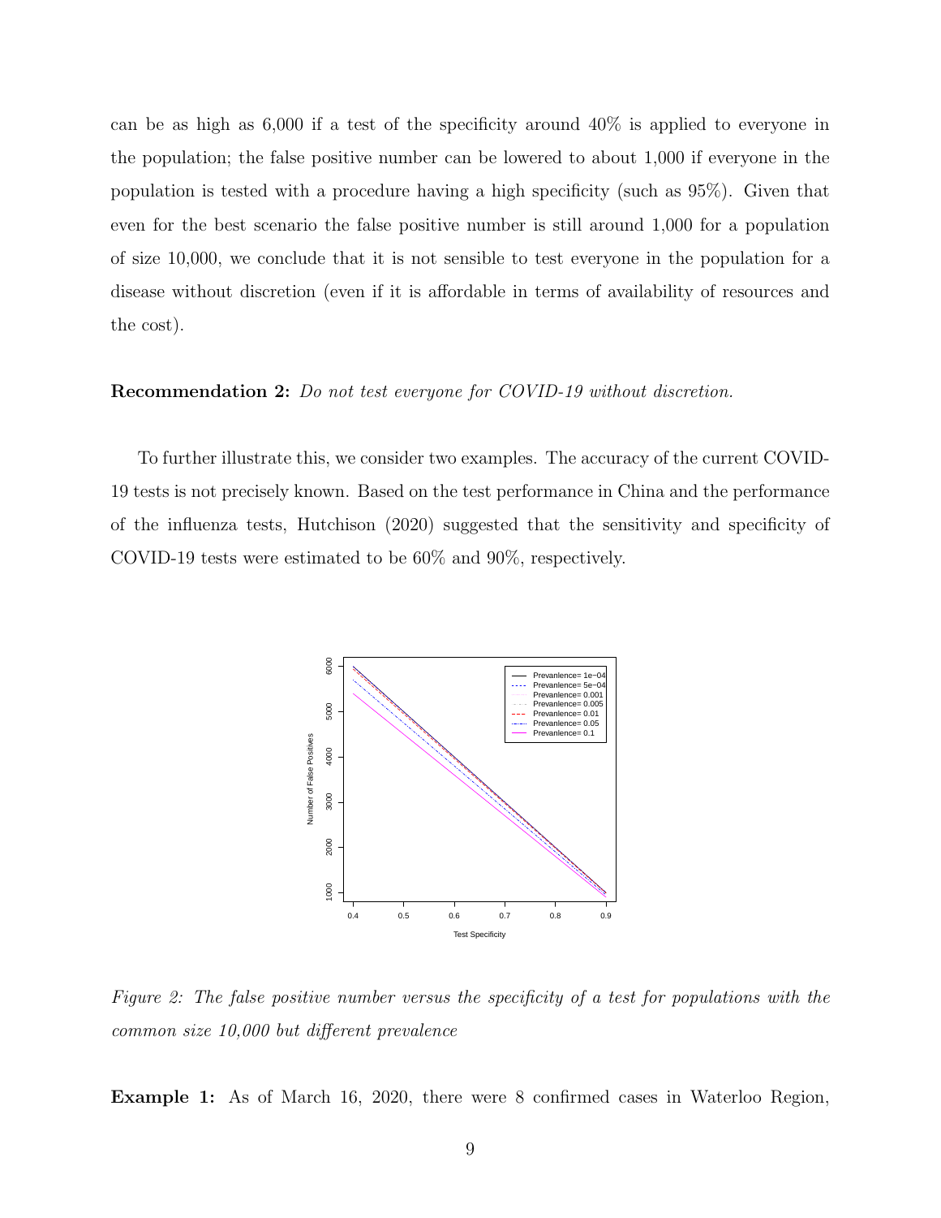can be as high as 6,000 if a test of the specificity around 40% is applied to everyone in the population; the false positive number can be lowered to about 1,000 if everyone in the population is tested with a procedure having a high specificity (such as 95%). Given that even for the best scenario the false positive number is still around 1,000 for a population of size 10,000, we conclude that it is not sensible to test everyone in the population for a disease without discretion (even if it is affordable in terms of availability of resources and the cost).

**Recommendation 2:** *Do not test everyone for COVID-19 without discretion.*

To further illustrate this, we consider two examples. The accuracy of the current COVID-19 tests is not precisely known. Based on the test performance in China and the performance of the influenza tests, Hutchison (2020) suggested that the sensitivity and specificity of COVID-19 tests were estimated to be 60% and 90%, respectively.

*Figure 2: The false positive number versus the specificity of a test for populations with the common size 10,000 but different prevalence*

**Example 1:** As of March 16, 2020, there were 8 confirmed cases in Waterloo Region,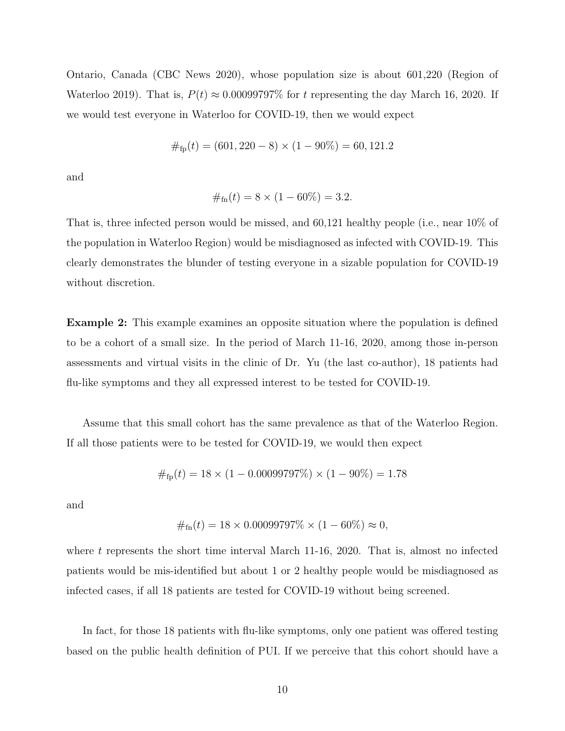Ontario, Canada (CBC News 2020), whose population size is about 601,220 (Region of Waterloo 2019). That is, $P(t) \approx 0.00099797\%$ for $t$ representing the day March 16, 2020. If we would test everyone in Waterloo for COVID-19, then we would expect

$$\#_{\text{fp}}(t) = (601,220 - 8) \times (1 - 90\%) = 60,121.2$$

and

$$\#_{\text{fn}}(t) = 8 \times (1 - 60\%) = 3.2.$$

That is, three infected person would be missed, and 60,121 healthy people (i.e., near 10% of the population in Waterloo Region) would be misdiagnosed as infected with COVID-19. This clearly demonstrates the blunder of testing everyone in a sizable population for COVID-19 without discretion.

**Example 2:** This example examines an opposite situation where the population is defined to be a cohort of a small size. In the period of March 11-16, 2020, among those in-person assessments and virtual visits in the clinic of Dr. Yu (the last co-author), 18 patients had flu-like symptoms and they all expressed interest to be tested for COVID-19.

Assume that this small cohort has the same prevalence as that of the Waterloo Region. If all those patients were to be tested for COVID-19, we would then expect

$$\#_{\text{fp}}(t) = 18 \times (1 - 0.00099797\%) \times (1 - 90\%) = 1.78$$

and

$$\#_{\text{fn}}(t) = 18 \times 0.00099797\% \times (1 - 60\%) \approx 0,$$

where $t$ represents the short time interval March 11-16, 2020. That is, almost no infected patients would be mis-identified but about 1 or 2 healthy people would be misdiagnosed as infected cases, if all 18 patients are tested for COVID-19 without being screened.

In fact, for those 18 patients with flu-like symptoms, only one patient was offered testing based on the public health definition of PUI. If we perceive that this cohort should have a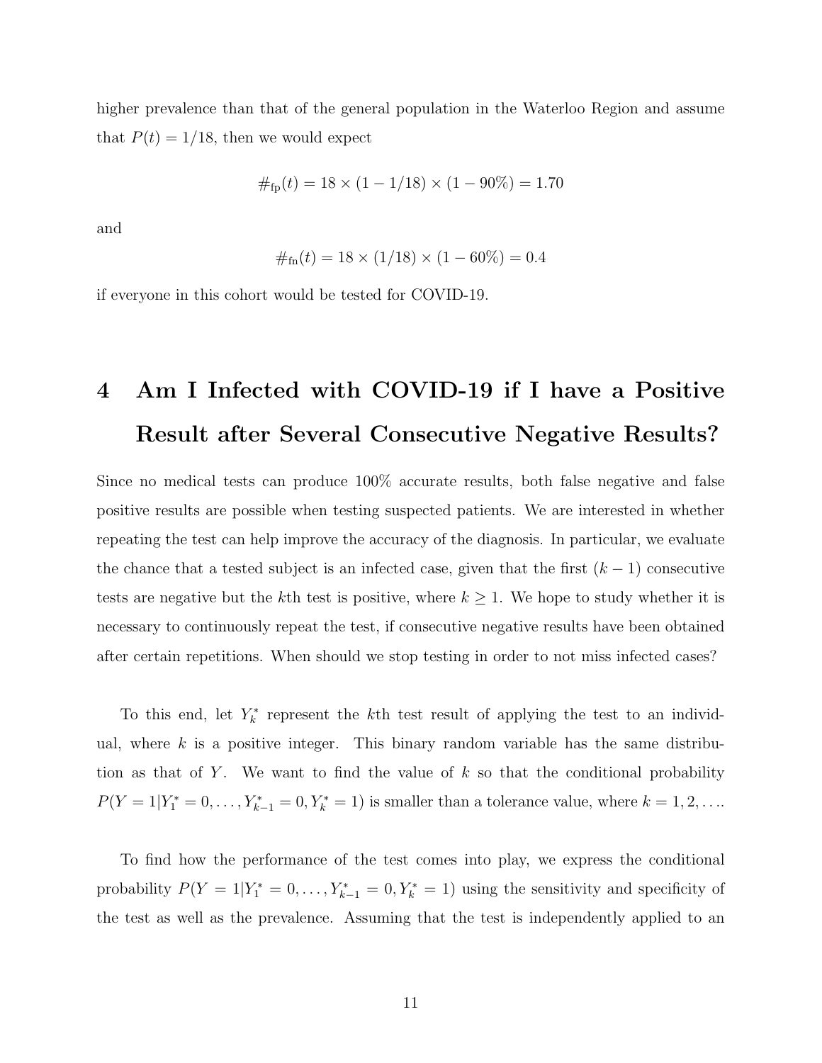higher prevalence than that of the general population in the Waterloo Region and assume that $P(t) = 1/18$, then we would expect

$$\#_{\text{fp}}(t) = 18 \times (1 - 1/18) \times (1 - 90\%) = 1.70$$

and

$$\#_{\text{fn}}(t) = 18 \times (1/18) \times (1 - 60\%) = 0.4$$

if everyone in this cohort would be tested for COVID-19.

# 4 Am I Infected with COVID-19 if I have a Positive Result after Several Consecutive Negative Results?

Since no medical tests can produce 100% accurate results, both false negative and false positive results are possible when testing suspected patients. We are interested in whether repeating the test can help improve the accuracy of the diagnosis. In particular, we evaluate the chance that a tested subject is an infected case, given that the first $(k-1)$ consecutive tests are negative but the $k$th test is positive, where $k \geq 1$. We hope to study whether it is necessary to continuously repeat the test, if consecutive negative results have been obtained after certain repetitions. When should we stop testing in order to not miss infected cases?

To this end, let $Y_k^*$ represent the $k$th test result of applying the test to an individual, where $k$ is a positive integer. This binary random variable has the same distribution as that of $Y$. We want to find the value of $k$ so that the conditional probability $P(Y = 1|Y_1^* = 0, \ldots, Y_{k-1}^* = 0, Y_k^* = 1)$ is smaller than a tolerance value, where $k = 1, 2, \ldots$.

To find how the performance of the test comes into play, we express the conditional probability $P(Y = 1|Y_1^* = 0, \ldots, Y_{k-1}^* = 0, Y_k^* = 1)$ using the sensitivity and specificity of the test as well as the prevalence. Assuming that the test is independently applied to an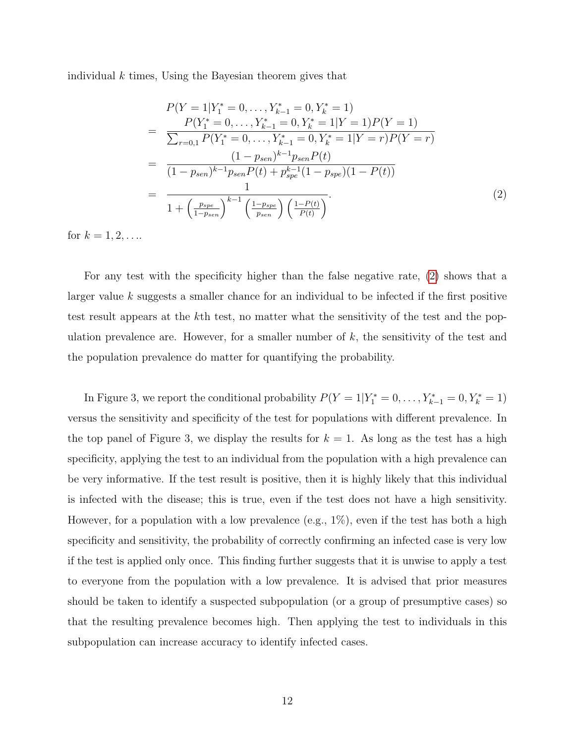individual $k$ times, Using the Bayesian theorem gives that

$$
\begin{aligned}
& P(Y=1|Y_1^*=0,\ldots,Y_{k-1}^*=0,Y_k^*=1) \\
= & \frac{P(Y_1^*=0,\ldots,Y_{k-1}^*=0,Y_k^*=1|Y=1)P(Y=1)}{\sum_{r=0,1} P(Y_1^*=0,\ldots,Y_{k-1}^*=0,Y_k^*=1|Y=r)P(Y=r)} \\
= & \frac{(1-p_{sen})^{k-1}p_{sen}P(t)}{(1-p_{sen})^{k-1}p_{sen}P(t)+p_{spe}^{k-1}(1-p_{spe})(1-P(t))} \\
= & \frac{1}{1+\left(\frac{p_{spe}}{1-p_{sen}}\right)^{k-1}\left(\frac{1-p_{spe}}{p_{sen}}\right)\left(\frac{1-P(t)}{P(t)}\right)}.
\end{aligned}
\tag{2}
$$

for $k = 1, 2, \ldots$.

For any test with the specificity higher than the false negative rate, (2) shows that a larger value $k$ suggests a smaller chance for an individual to be infected if the first positive test result appears at the $k$th test, no matter what the sensitivity of the test and the population prevalence are. However, for a smaller number of $k$, the sensitivity of the test and the population prevalence do matter for quantifying the probability.

In Figure 3, we report the conditional probability $P(Y=1|Y_1^*=0,\ldots,Y_{k-1}^*=0,Y_k^*=1)$ versus the sensitivity and specificity of the test for populations with different prevalence. In the top panel of Figure 3, we display the results for $k=1$. As long as the test has a high specificity, applying the test to an individual from the population with a high prevalence can be very informative. If the test result is positive, then it is highly likely that this individual is infected with the disease; this is true, even if the test does not have a high sensitivity. However, for a population with a low prevalence (e.g., 1%), even if the test has both a high specificity and sensitivity, the probability of correctly confirming an infected case is very low if the test is applied only once. This finding further suggests that it is unwise to apply a test to everyone from the population with a low prevalence. It is advised that prior measures should be taken to identify a suspected subpopulation (or a group of presumptive cases) so that the resulting prevalence becomes high. Then applying the test to individuals in this subpopulation can increase accuracy to identify infected cases.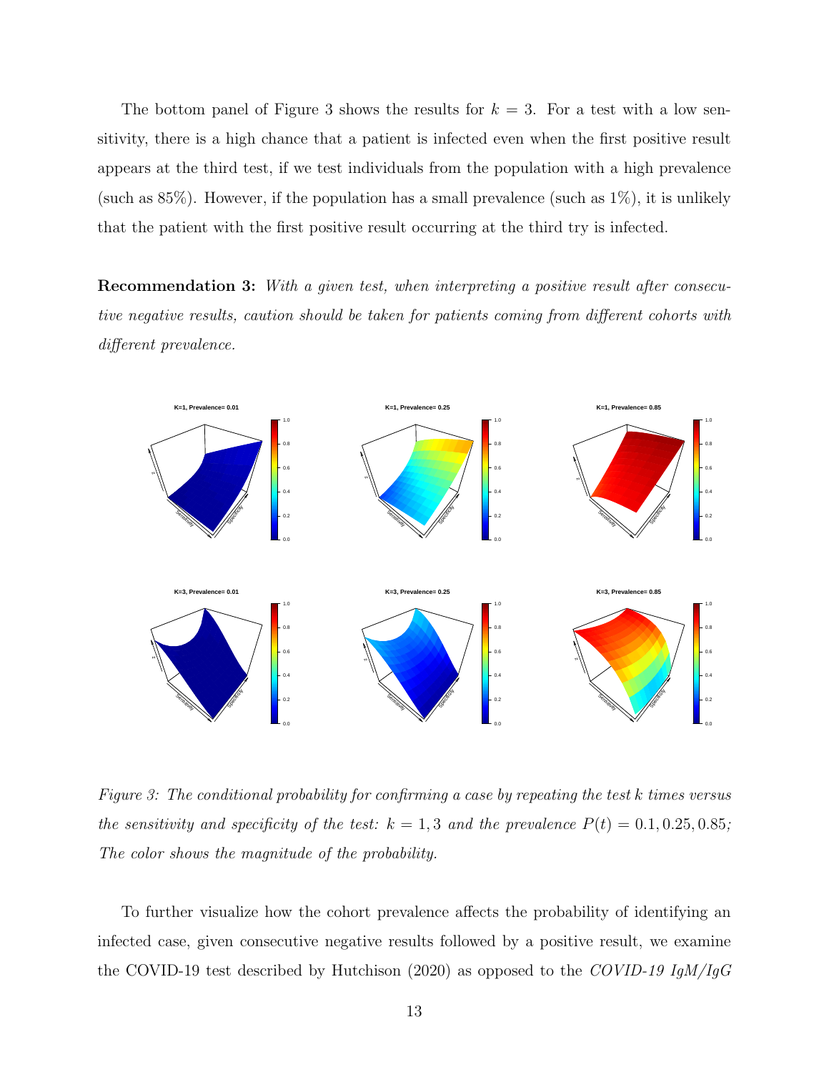The bottom panel of Figure 3 shows the results for $k = 3$. For a test with a low sensitivity, there is a high chance that a patient is infected even when the first positive result appears at the third test, if we test individuals from the population with a high prevalence (such as 85%). However, if the population has a small prevalence (such as 1%), it is unlikely that the patient with the first positive result occurring at the third try is infected.

**Recommendation 3:** *With a given test, when interpreting a positive result after consecutive negative results, caution should be taken for patients coming from different cohorts with different prevalence.*

*Figure 3: The conditional probability for confirming a case by repeating the test k times versus the sensitivity and specificity of the test: $k = 1, 3$ and the prevalence $P(t) = 0.1, 0.25, 0.85$; The color shows the magnitude of the probability.*

To further visualize how the cohort prevalence affects the probability of identifying an infected case, given consecutive negative results followed by a positive result, we examine the COVID-19 test described by Hutchison (2020) as opposed to the *COVID-19 IgM/IgG*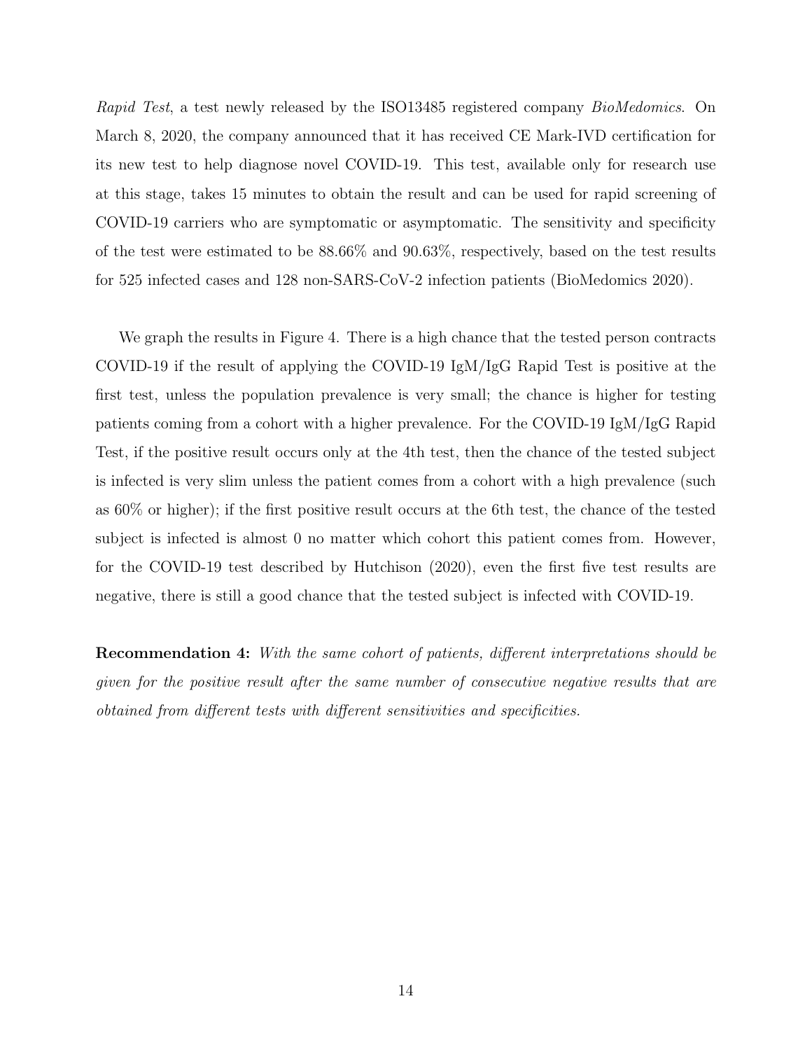*Rapid Test*, a test newly released by the ISO13485 registered company *BioMedomics*. On March 8, 2020, the company announced that it has received CE Mark-IVD certification for its new test to help diagnose novel COVID-19. This test, available only for research use at this stage, takes 15 minutes to obtain the result and can be used for rapid screening of COVID-19 carriers who are symptomatic or asymptomatic. The sensitivity and specificity of the test were estimated to be 88.66% and 90.63%, respectively, based on the test results for 525 infected cases and 128 non-SARS-CoV-2 infection patients (BioMedomics 2020).

We graph the results in Figure 4. There is a high chance that the tested person contracts COVID-19 if the result of applying the COVID-19 IgM/IgG Rapid Test is positive at the first test, unless the population prevalence is very small; the chance is higher for testing patients coming from a cohort with a higher prevalence. For the COVID-19 IgM/IgG Rapid Test, if the positive result occurs only at the 4th test, then the chance of the tested subject is infected is very slim unless the patient comes from a cohort with a high prevalence (such as 60% or higher); if the first positive result occurs at the 6th test, the chance of the tested subject is infected is almost 0 no matter which cohort this patient comes from. However, for the COVID-19 test described by Hutchison (2020), even the first five test results are negative, there is still a good chance that the tested subject is infected with COVID-19.

**Recommendation 4:** *With the same cohort of patients, different interpretations should be given for the positive result after the same number of consecutive negative results that are obtained from different tests with different sensitivities and specificities.*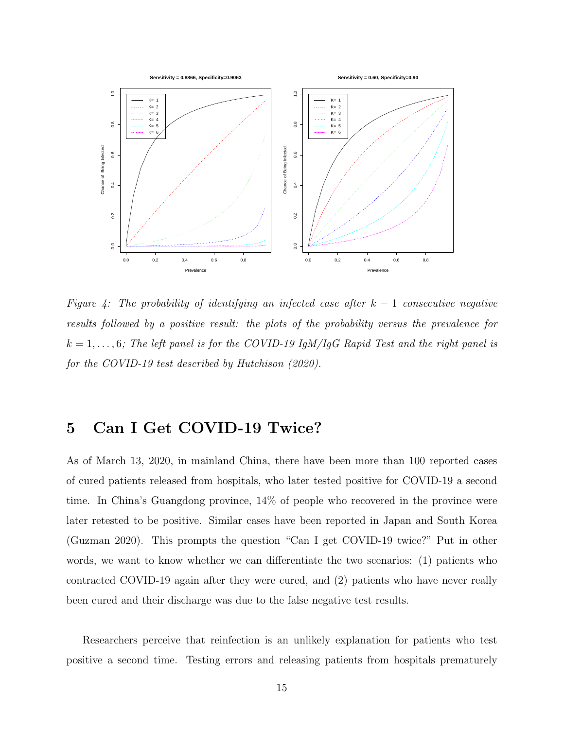*Figure 4: The probability of identifying an infected case after $k-1$ consecutive negative results followed by a positive result: the plots of the probability versus the prevalence for $k = 1, \ldots, 6$; The left panel is for the COVID-19 IgM/IgG Rapid Test and the right panel is for the COVID-19 test described by Hutchison (2020).*

## 5 Can I Get COVID-19 Twice?

As of March 13, 2020, in mainland China, there have been more than 100 reported cases of cured patients released from hospitals, who later tested positive for COVID-19 a second time. In China's Guangdong province, 14% of people who recovered in the province were later retested to be positive. Similar cases have been reported in Japan and South Korea (Guzman 2020). This prompts the question "Can I get COVID-19 twice?" Put in other words, we want to know whether we can differentiate the two scenarios: (1) patients who contracted COVID-19 again after they were cured, and (2) patients who have never really been cured and their discharge was due to the false negative test results.

Researchers perceive that reinfection is an unlikely explanation for patients who test positive a second time. Testing errors and releasing patients from hospitals prematurely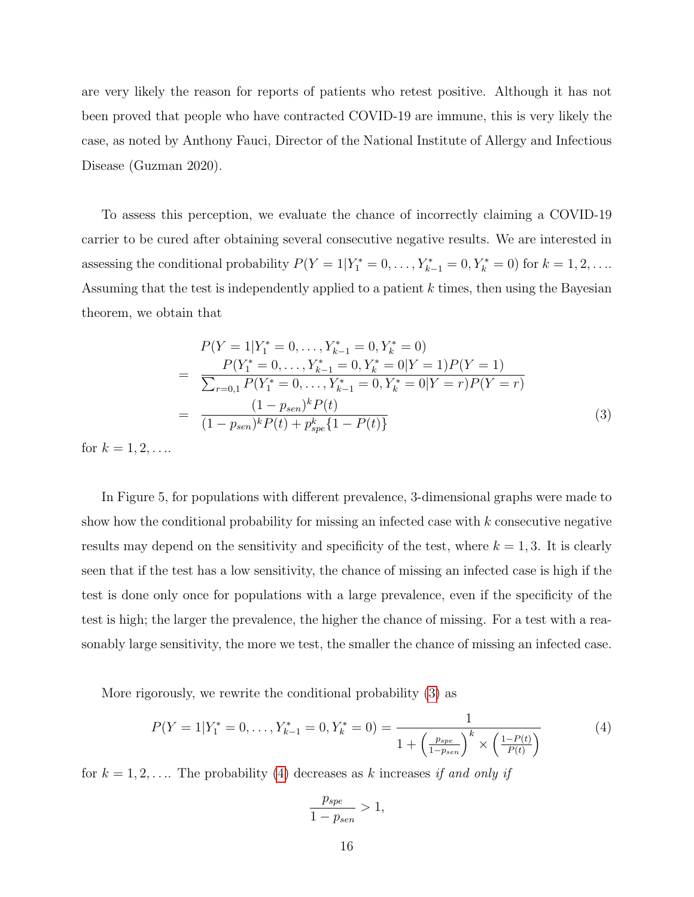are very likely the reason for reports of patients who retest positive. Although it has not been proved that people who have contracted COVID-19 are immune, this is very likely the case, as noted by Anthony Fauci, Director of the National Institute of Allergy and Infectious Disease (Guzman 2020).

To assess this perception, we evaluate the chance of incorrectly claiming a COVID-19 carrier to be cured after obtaining several consecutive negative results. We are interested in assessing the conditional probability $P(Y = 1|Y_1^* = 0, \ldots, Y_{k-1}^* = 0, Y_k^* = 0)$ for $k = 1, 2, \ldots$. Assuming that the test is independently applied to a patient $k$ times, then using the Bayesian theorem, we obtain that

$$
\begin{aligned}
& P(Y = 1|Y_1^* = 0, \ldots, Y_{k-1}^* = 0, Y_k^* = 0) \\
= & \frac{P(Y_1^* = 0, \ldots, Y_{k-1}^* = 0, Y_k^* = 0|Y = 1)P(Y = 1)}{\sum_{r=0,1} P(Y_1^* = 0, \ldots, Y_{k-1}^* = 0, Y_k^* = 0|Y = r)P(Y = r)} \\
= & \frac{(1 - p_{sen})^k P(t)}{(1 - p_{sen})^k P(t) + p_{spe}^k \{1 - P(t)\}}
\end{aligned}
\tag{3}
$$

for $k = 1, 2, \ldots$.

In Figure 5, for populations with different prevalence, 3-dimensional graphs were made to show how the conditional probability for missing an infected case with $k$ consecutive negative results may depend on the sensitivity and specificity of the test, where $k = 1, 3$. It is clearly seen that if the test has a low sensitivity, the chance of missing an infected case is high if the test is done only once for populations with a large prevalence, even if the specificity of the test is high; the larger the prevalence, the higher the chance of missing. For a test with a reasonably large sensitivity, the more we test, the smaller the chance of missing an infected case.

More rigorously, we rewrite the conditional probability (3) as

$$
P(Y = 1|Y_1^* = 0, \ldots, Y_{k-1}^* = 0, Y_k^* = 0) = \frac{1}{1 + \left(\frac{p_{spe}}{1-p_{sen}}\right)^k \times \left(\frac{1-P(t)}{P(t)}\right)}
\tag{4}
$$

for $k = 1, 2, \ldots$. The probability (4) decreases as $k$ increases *if and only if*

$$
\frac{p_{spe}}{1 - p_{sen}} > 1,
$$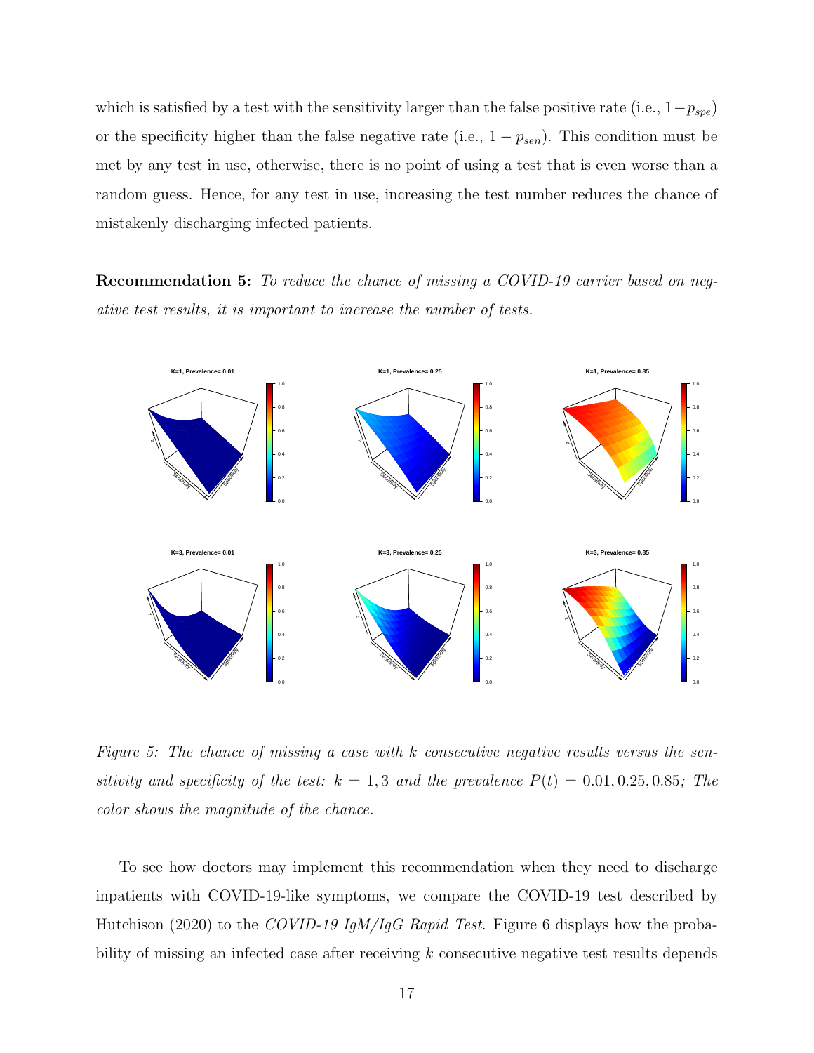which is satisfied by a test with the sensitivity larger than the false positive rate (i.e., $1-p_{spe}$) or the specificity higher than the false negative rate (i.e., $1-p_{sen}$). This condition must be met by any test in use, otherwise, there is no point of using a test that is even worse than a random guess. Hence, for any test in use, increasing the test number reduces the chance of mistakenly discharging infected patients.

**Recommendation 5:** *To reduce the chance of missing a COVID-19 carrier based on negative test results, it is important to increase the number of tests.*

*Figure 5: The chance of missing a case with $k$ consecutive negative results versus the sensitivity and specificity of the test: $k = 1, 3$ and the prevalence $P(t) = 0.01, 0.25, 0.85$; The color shows the magnitude of the chance.*

To see how doctors may implement this recommendation when they need to discharge inpatients with COVID-19-like symptoms, we compare the COVID-19 test described by Hutchison (2020) to the *COVID-19 IgM/IgG Rapid Test*. Figure 6 displays how the probability of missing an infected case after receiving $k$ consecutive negative test results depends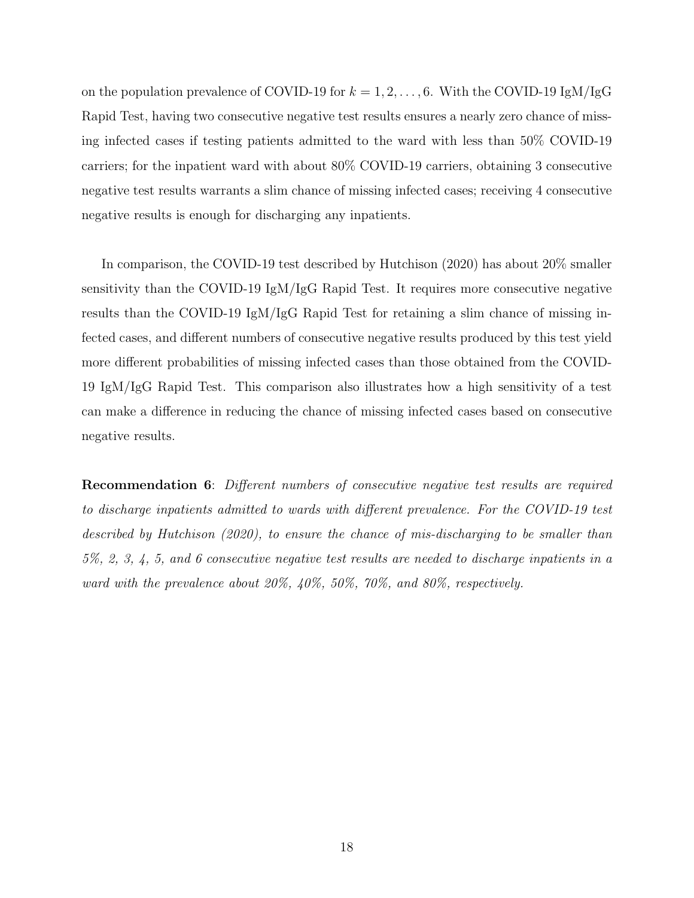on the population prevalence of COVID-19 for $k = 1, 2, \ldots, 6$. With the COVID-19 IgM/IgG Rapid Test, having two consecutive negative test results ensures a nearly zero chance of missing infected cases if testing patients admitted to the ward with less than 50% COVID-19 carriers; for the inpatient ward with about 80% COVID-19 carriers, obtaining 3 consecutive negative test results warrants a slim chance of missing infected cases; receiving 4 consecutive negative results is enough for discharging any inpatients.

In comparison, the COVID-19 test described by Hutchison (2020) has about 20% smaller sensitivity than the COVID-19 IgM/IgG Rapid Test. It requires more consecutive negative results than the COVID-19 IgM/IgG Rapid Test for retaining a slim chance of missing infected cases, and different numbers of consecutive negative results produced by this test yield more different probabilities of missing infected cases than those obtained from the COVID-19 IgM/IgG Rapid Test. This comparison also illustrates how a high sensitivity of a test can make a difference in reducing the chance of missing infected cases based on consecutive negative results.

**Recommendation 6**: *Different numbers of consecutive negative test results are required to discharge inpatients admitted to wards with different prevalence. For the COVID-19 test described by Hutchison (2020), to ensure the chance of mis-discharging to be smaller than 5%, 2, 3, 4, 5, and 6 consecutive negative test results are needed to discharge inpatients in a ward with the prevalence about 20%, 40%, 50%, 70%, and 80%, respectively.*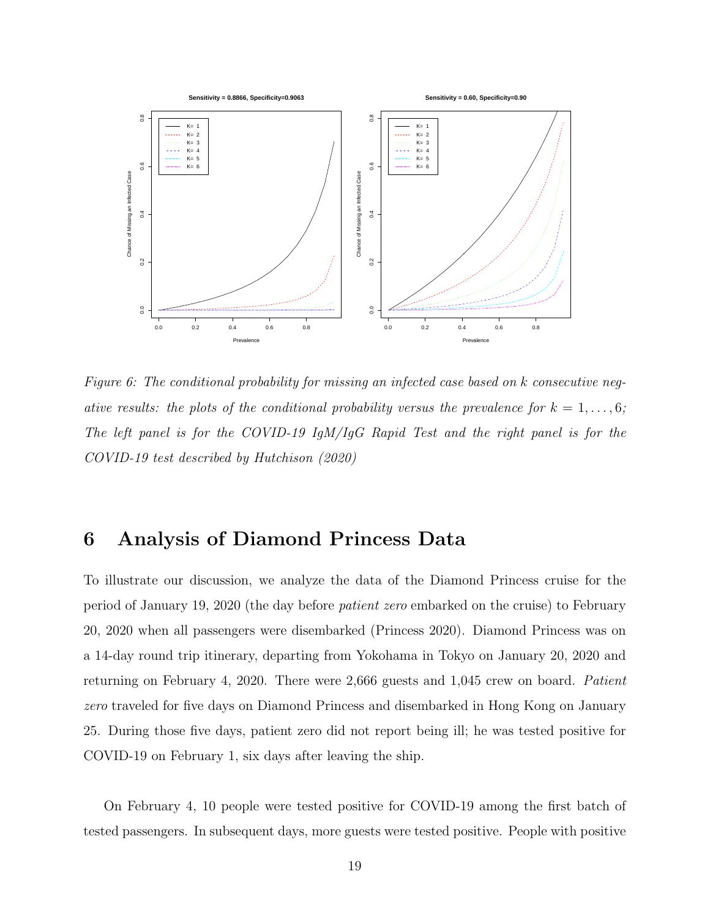*Figure 6: The conditional probability for missing an infected case based on k consecutive negative results: the plots of the conditional probability versus the prevalence for $k = 1, \ldots, 6$; The left panel is for the COVID-19 IgM/IgG Rapid Test and the right panel is for the COVID-19 test described by Hutchison (2020)*

# 6 Analysis of Diamond Princess Data

To illustrate our discussion, we analyze the data of the Diamond Princess cruise for the period of January 19, 2020 (the day before *patient zero* embarked on the cruise) to February 20, 2020 when all passengers were disembarked (Princess 2020). Diamond Princess was on a 14-day round trip itinerary, departing from Yokohama in Tokyo on January 20, 2020 and returning on February 4, 2020. There were 2,666 guests and 1,045 crew on board. *Patient zero* traveled for five days on Diamond Princess and disembarked in Hong Kong on January 25. During those five days, patient zero did not report being ill; he was tested positive for COVID-19 on February 1, six days after leaving the ship.

On February 4, 10 people were tested positive for COVID-19 among the first batch of tested passengers. In subsequent days, more guests were tested positive. People with positive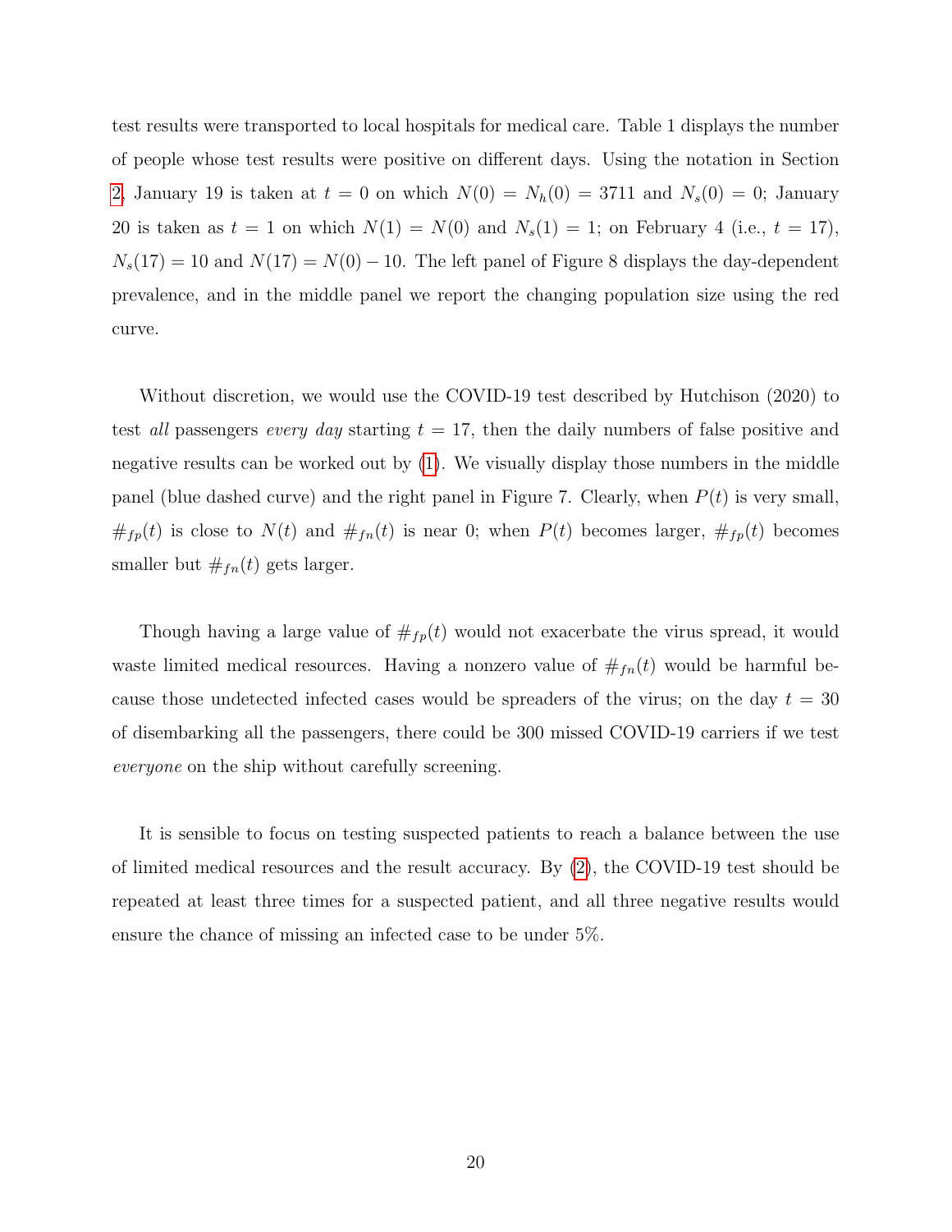test results were transported to local hospitals for medical care. Table 1 displays the number of people whose test results were positive on different days. Using the notation in Section 2, January 19 is taken at $t = 0$ on which $N(0) = N_h(0) = 3711$ and $N_s(0) = 0$; January 20 is taken as $t = 1$ on which $N(1) = N(0)$ and $N_s(1) = 1$; on February 4 (i.e., $t = 17$), $N_s(17) = 10$ and $N(17) = N(0) - 10$. The left panel of Figure 8 displays the day-dependent prevalence, and in the middle panel we report the changing population size using the red curve.

Without discretion, we would use the COVID-19 test described by Hutchison (2020) to test *all* passengers *every day* starting $t = 17$, then the daily numbers of false positive and negative results can be worked out by (1). We visually display those numbers in the middle panel (blue dashed curve) and the right panel in Figure 7. Clearly, when $P(t)$ is very small, $\#_{fp}(t)$ is close to $N(t)$ and $\#_{fn}(t)$ is near 0; when $P(t)$ becomes larger, $\#_{fp}(t)$ becomes smaller but $\#_{fn}(t)$ gets larger.

Though having a large value of $\#_{fp}(t)$ would not exacerbate the virus spread, it would waste limited medical resources. Having a nonzero value of $\#_{fn}(t)$ would be harmful because those undetected infected cases would be spreaders of the virus; on the day $t = 30$ of disembarking all the passengers, there could be 300 missed COVID-19 carriers if we test *everyone* on the ship without carefully screening.

It is sensible to focus on testing suspected patients to reach a balance between the use of limited medical resources and the result accuracy. By (2), the COVID-19 test should be repeated at least three times for a suspected patient, and all three negative results would ensure the chance of missing an infected case to be under 5%.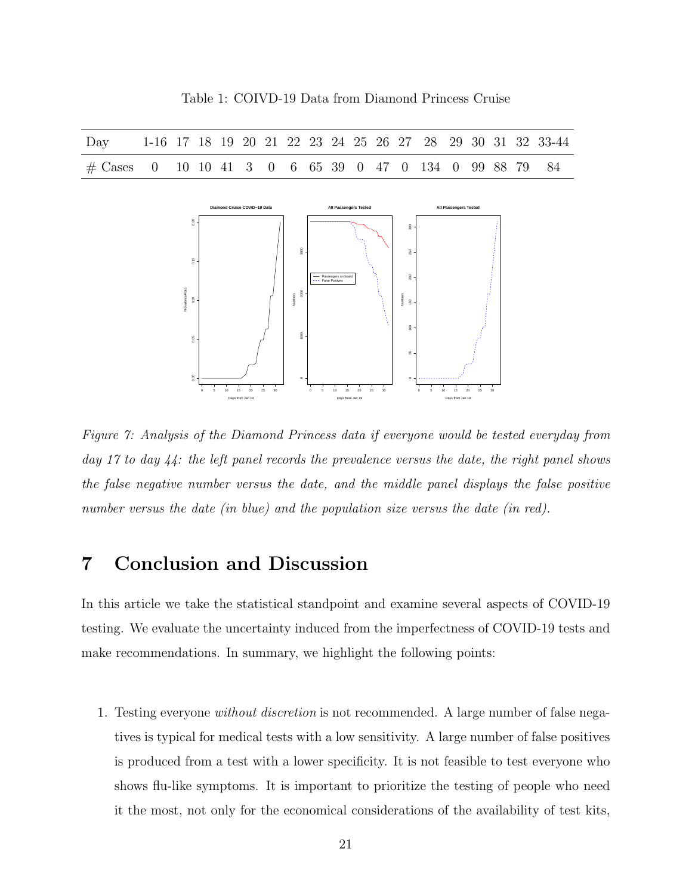Table 1: COIVD-19 Data from Diamond Princess Cruise

| Day | 1-16 | 17 | 18 | 19 | 20 | 21 | 22 | 23 | 24 | 25 | 26 | 27 | 28 | 29 | 30 | 31 | 32 | 33-44 |
|---|---|---|---|---|---|---|---|---|---|---|---|---|---|---|---|---|---|---|
| # Cases | 0 | 10 | 10 | 41 | 3 | 0 | 6 | 65 | 39 | 0 | 47 | 0 | 134 | 0 | 99 | 88 | 79 | 84 |

*Figure 7: Analysis of the Diamond Princess data if everyone would be tested everyday from day 17 to day 44: the left panel records the prevalence versus the date, the right panel shows the false negative number versus the date, and the middle panel displays the false positive number versus the date (in blue) and the population size versus the date (in red).*

# 7 Conclusion and Discussion

In this article we take the statistical standpoint and examine several aspects of COVID-19 testing. We evaluate the uncertainty induced from the imperfectness of COVID-19 tests and make recommendations. In summary, we highlight the following points:

1. Testing everyone *without discretion* is not recommended. A large number of false negatives is typical for medical tests with a low sensitivity. A large number of false positives is produced from a test with a lower specificity. It is not feasible to test everyone who shows flu-like symptoms. It is important to prioritize the testing of people who need it the most, not only for the economical considerations of the availability of test kits,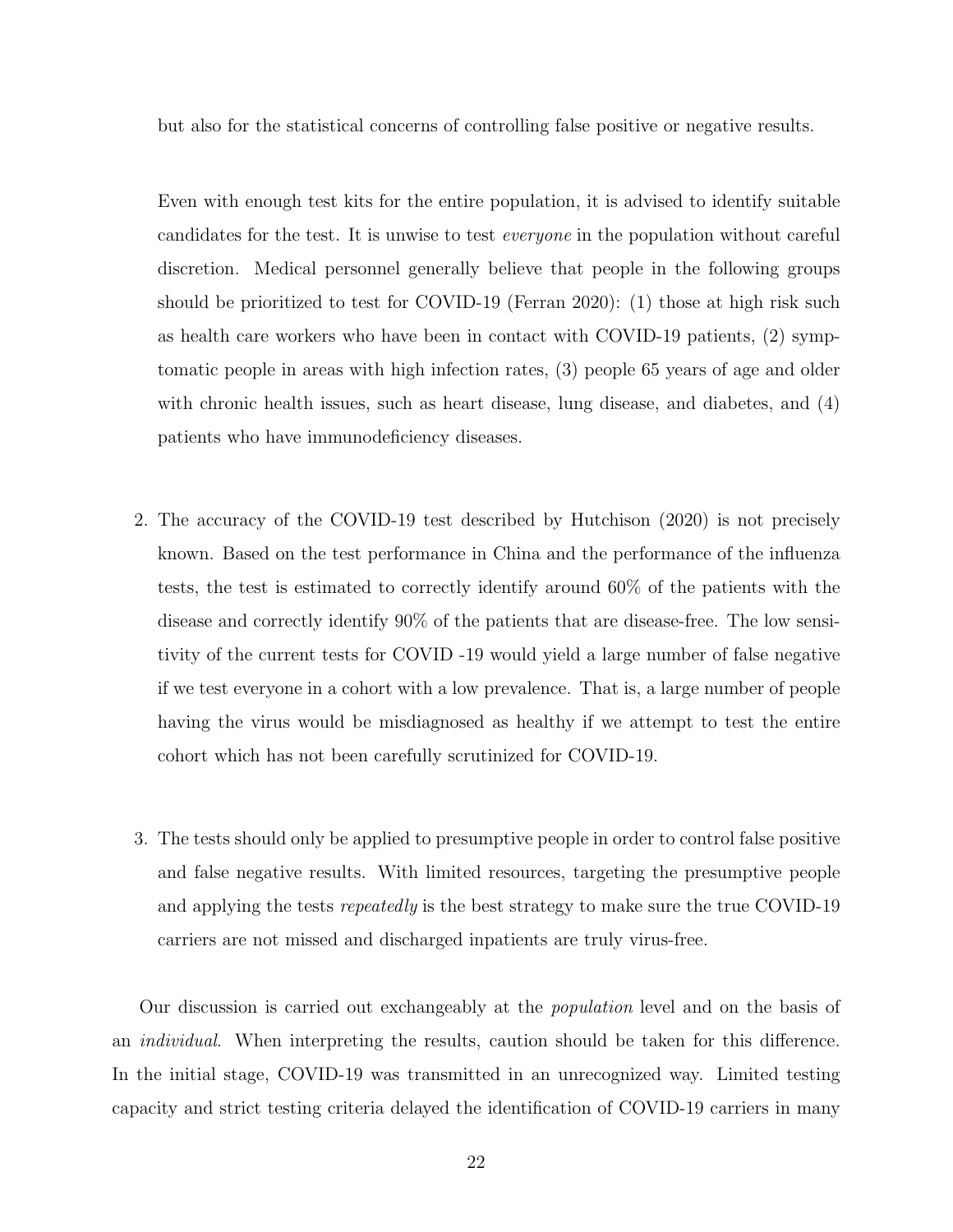but also for the statistical concerns of controlling false positive or negative results.

Even with enough test kits for the entire population, it is advised to identify suitable candidates for the test. It is unwise to test *everyone* in the population without careful discretion. Medical personnel generally believe that people in the following groups should be prioritized to test for COVID-19 (Ferran 2020): (1) those at high risk such as health care workers who have been in contact with COVID-19 patients, (2) symptomatic people in areas with high infection rates, (3) people 65 years of age and older with chronic health issues, such as heart disease, lung disease, and diabetes, and (4) patients who have immunodeficiency diseases.

2. The accuracy of the COVID-19 test described by Hutchison (2020) is not precisely known. Based on the test performance in China and the performance of the influenza tests, the test is estimated to correctly identify around 60% of the patients with the disease and correctly identify 90% of the patients that are disease-free. The low sensitivity of the current tests for COVID -19 would yield a large number of false negative if we test everyone in a cohort with a low prevalence. That is, a large number of people having the virus would be misdiagnosed as healthy if we attempt to test the entire cohort which has not been carefully scrutinized for COVID-19.

3. The tests should only be applied to presumptive people in order to control false positive and false negative results. With limited resources, targeting the presumptive people and applying the tests *repeatedly* is the best strategy to make sure the true COVID-19 carriers are not missed and discharged inpatients are truly virus-free.

Our discussion is carried out exchangeably at the *population* level and on the basis of an *individual*. When interpreting the results, caution should be taken for this difference. In the initial stage, COVID-19 was transmitted in an unrecognized way. Limited testing capacity and strict testing criteria delayed the identification of COVID-19 carriers in many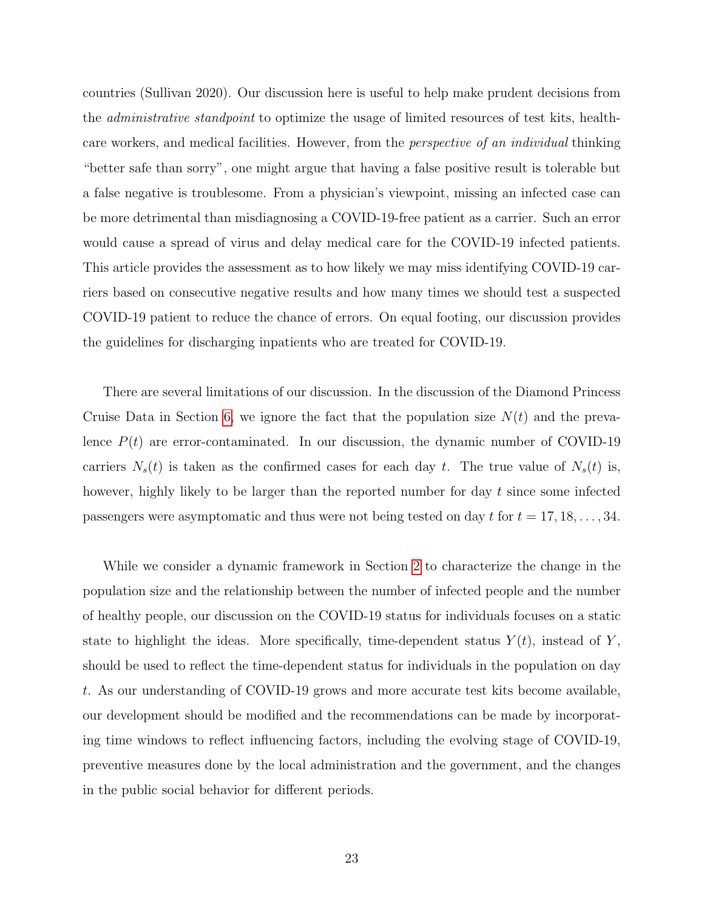countries (Sullivan 2020). Our discussion here is useful to help make prudent decisions from the *administrative standpoint* to optimize the usage of limited resources of test kits, healthcare workers, and medical facilities. However, from the *perspective of an individual* thinking "better safe than sorry", one might argue that having a false positive result is tolerable but a false negative is troublesome. From a physician's viewpoint, missing an infected case can be more detrimental than misdiagnosing a COVID-19-free patient as a carrier. Such an error would cause a spread of virus and delay medical care for the COVID-19 infected patients. This article provides the assessment as to how likely we may miss identifying COVID-19 carriers based on consecutive negative results and how many times we should test a suspected COVID-19 patient to reduce the chance of errors. On equal footing, our discussion provides the guidelines for discharging inpatients who are treated for COVID-19.

There are several limitations of our discussion. In the discussion of the Diamond Princess Cruise Data in Section 6, we ignore the fact that the population size $N(t)$ and the prevalence $P(t)$ are error-contaminated. In our discussion, the dynamic number of COVID-19 carriers $N_s(t)$ is taken as the confirmed cases for each day $t$. The true value of $N_s(t)$ is, however, highly likely to be larger than the reported number for day $t$ since some infected passengers were asymptomatic and thus were not being tested on day $t$ for $t = 17, 18, \ldots, 34$.

While we consider a dynamic framework in Section 2 to characterize the change in the population size and the relationship between the number of infected people and the number of healthy people, our discussion on the COVID-19 status for individuals focuses on a static state to highlight the ideas. More specifically, time-dependent status $Y(t)$, instead of $Y$, should be used to reflect the time-dependent status for individuals in the population on day $t$. As our understanding of COVID-19 grows and more accurate test kits become available, our development should be modified and the recommendations can be made by incorporating time windows to reflect influencing factors, including the evolving stage of COVID-19, preventive measures done by the local administration and the government, and the changes in the public social behavior for different periods.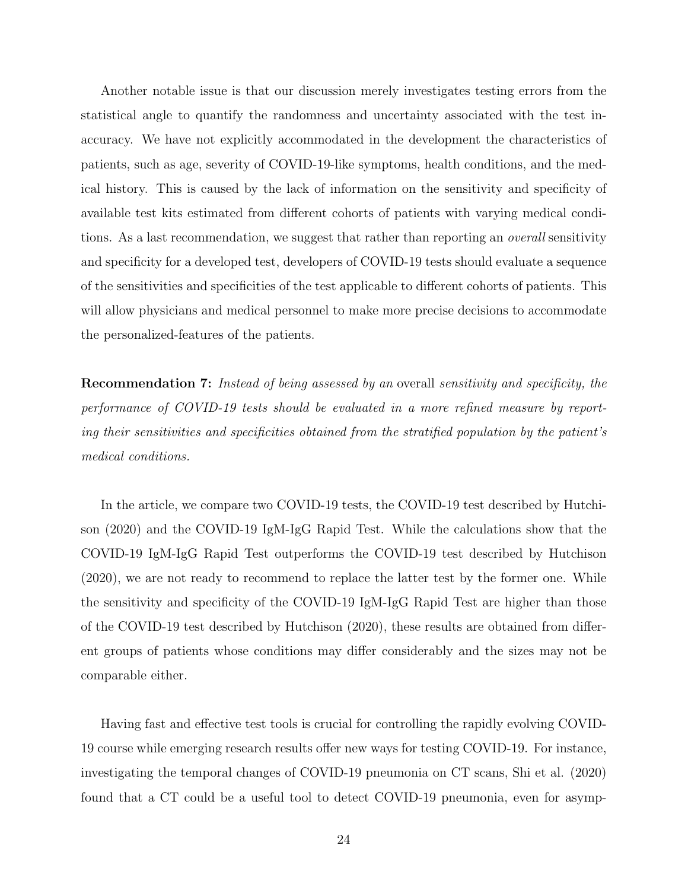Another notable issue is that our discussion merely investigates testing errors from the statistical angle to quantify the randomness and uncertainty associated with the test inaccuracy. We have not explicitly accommodated in the development the characteristics of patients, such as age, severity of COVID-19-like symptoms, health conditions, and the medical history. This is caused by the lack of information on the sensitivity and specificity of available test kits estimated from different cohorts of patients with varying medical conditions. As a last recommendation, we suggest that rather than reporting an *overall* sensitivity and specificity for a developed test, developers of COVID-19 tests should evaluate a sequence of the sensitivities and specificities of the test applicable to different cohorts of patients. This will allow physicians and medical personnel to make more precise decisions to accommodate the personalized-features of the patients.

**Recommendation 7:** *Instead of being assessed by an* overall *sensitivity and specificity, the performance of COVID-19 tests should be evaluated in a more refined measure by reporting their sensitivities and specificities obtained from the stratified population by the patient's medical conditions.*

In the article, we compare two COVID-19 tests, the COVID-19 test described by Hutchison (2020) and the COVID-19 IgM-IgG Rapid Test. While the calculations show that the COVID-19 IgM-IgG Rapid Test outperforms the COVID-19 test described by Hutchison (2020), we are not ready to recommend to replace the latter test by the former one. While the sensitivity and specificity of the COVID-19 IgM-IgG Rapid Test are higher than those of the COVID-19 test described by Hutchison (2020), these results are obtained from different groups of patients whose conditions may differ considerably and the sizes may not be comparable either.

Having fast and effective test tools is crucial for controlling the rapidly evolving COVID-19 course while emerging research results offer new ways for testing COVID-19. For instance, investigating the temporal changes of COVID-19 pneumonia on CT scans, Shi et al. (2020) found that a CT could be a useful tool to detect COVID-19 pneumonia, even for asymp-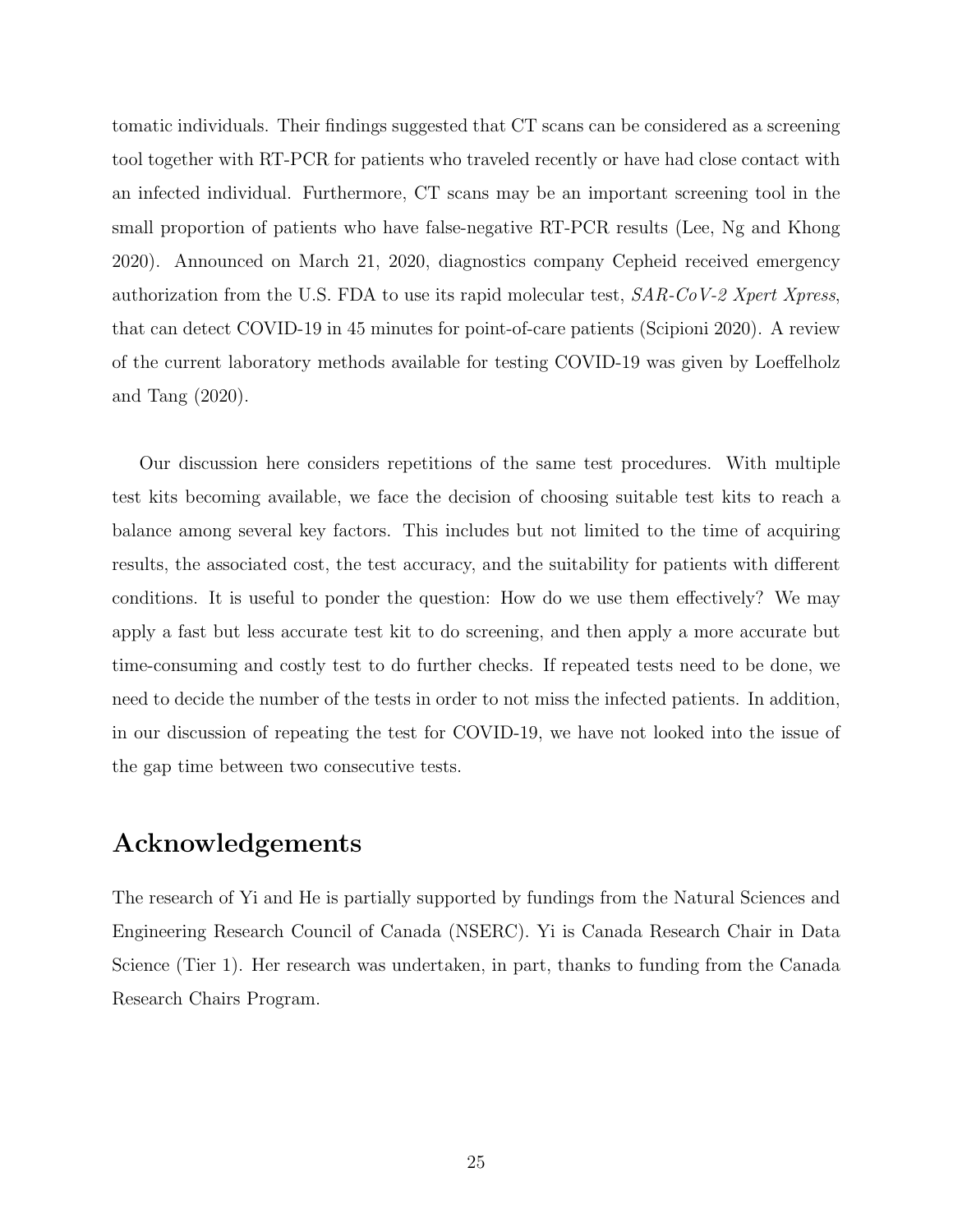tomatic individuals. Their findings suggested that CT scans can be considered as a screening tool together with RT-PCR for patients who traveled recently or have had close contact with an infected individual. Furthermore, CT scans may be an important screening tool in the small proportion of patients who have false-negative RT-PCR results (Lee, Ng and Khong 2020). Announced on March 21, 2020, diagnostics company Cepheid received emergency authorization from the U.S. FDA to use its rapid molecular test, *SAR-CoV-2 Xpert Xpress*, that can detect COVID-19 in 45 minutes for point-of-care patients (Scipioni 2020). A review of the current laboratory methods available for testing COVID-19 was given by Loeffelholz and Tang (2020).

Our discussion here considers repetitions of the same test procedures. With multiple test kits becoming available, we face the decision of choosing suitable test kits to reach a balance among several key factors. This includes but not limited to the time of acquiring results, the associated cost, the test accuracy, and the suitability for patients with different conditions. It is useful to ponder the question: How do we use them effectively? We may apply a fast but less accurate test kit to do screening, and then apply a more accurate but time-consuming and costly test to do further checks. If repeated tests need to be done, we need to decide the number of the tests in order to not miss the infected patients. In addition, in our discussion of repeating the test for COVID-19, we have not looked into the issue of the gap time between two consecutive tests.

## Acknowledgements

The research of Yi and He is partially supported by fundings from the Natural Sciences and Engineering Research Council of Canada (NSERC). Yi is Canada Research Chair in Data Science (Tier 1). Her research was undertaken, in part, thanks to funding from the Canada Research Chairs Program.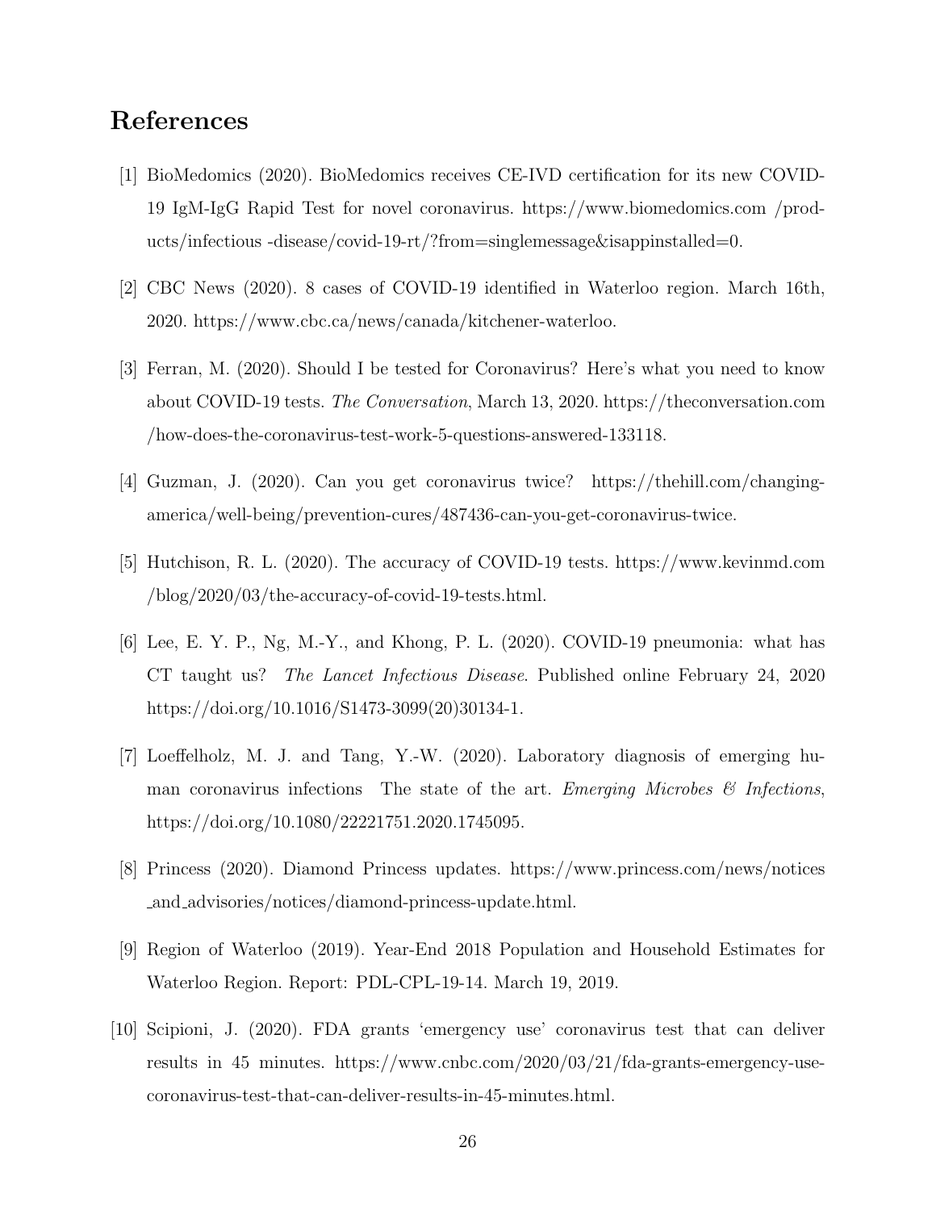## References

[1] BioMedomics (2020). BioMedomics receives CE-IVD certification for its new COVID-19 IgM-IgG Rapid Test for novel coronavirus. https://www.biomedomics.com /products/infectious -disease/covid-19-rt/?from=singlemessage&isappinstalled=0.

[2] CBC News (2020). 8 cases of COVID-19 identified in Waterloo region. March 16th, 2020. https://www.cbc.ca/news/canada/kitchener-waterloo.

[3] Ferran, M. (2020). Should I be tested for Coronavirus? Here's what you need to know about COVID-19 tests. *The Conversation*, March 13, 2020. https://theconversation.com /how-does-the-coronavirus-test-work-5-questions-answered-133118.

[4] Guzman, J. (2020). Can you get coronavirus twice? https://thehill.com/changing-america/well-being/prevention-cures/487436-can-you-get-coronavirus-twice.

[5] Hutchison, R. L. (2020). The accuracy of COVID-19 tests. https://www.kevinmd.com /blog/2020/03/the-accuracy-of-covid-19-tests.html.

[6] Lee, E. Y. P., Ng, M.-Y., and Khong, P. L. (2020). COVID-19 pneumonia: what has CT taught us? *The Lancet Infectious Disease*. Published online February 24, 2020 https://doi.org/10.1016/S1473-3099(20)30134-1.

[7] Loeffelholz, M. J. and Tang, Y.-W. (2020). Laboratory diagnosis of emerging human coronavirus infections The state of the art. *Emerging Microbes & Infections*, https://doi.org/10.1080/22221751.2020.1745095.

[8] Princess (2020). Diamond Princess updates. https://www.princess.com/news/notices_and_advisories/notices/diamond-princess-update.html.

[9] Region of Waterloo (2019). Year-End 2018 Population and Household Estimates for Waterloo Region. Report: PDL-CPL-19-14. March 19, 2019.

[10] Scipioni, J. (2020). FDA grants 'emergency use' coronavirus test that can deliver results in 45 minutes. https://www.cnbc.com/2020/03/21/fda-grants-emergency-use-coronavirus-test-that-can-deliver-results-in-45-minutes.html.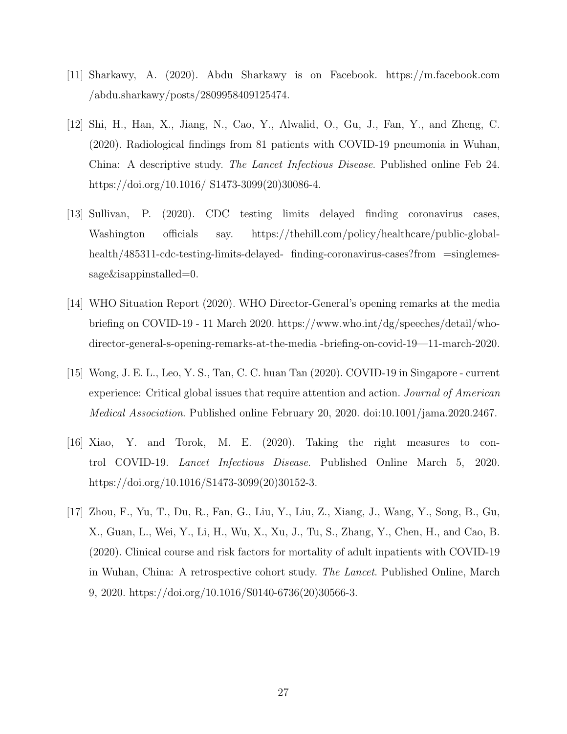[11] Sharkawy, A. (2020). Abdu Sharkawy is on Facebook. https://m.facebook.com /abdu.sharkawy/posts/2809958409125474.

[12] Shi, H., Han, X., Jiang, N., Cao, Y., Alwalid, O., Gu, J., Fan, Y., and Zheng, C. (2020). Radiological findings from 81 patients with COVID-19 pneumonia in Wuhan, China: A descriptive study. *The Lancet Infectious Disease*. Published online Feb 24. https://doi.org/10.1016/ S1473-3099(20)30086-4.

[13] Sullivan, P. (2020). CDC testing limits delayed finding coronavirus cases, Washington officials say. https://thehill.com/policy/healthcare/public-global-health/485311-cdc-testing-limits-delayed- finding-coronavirus-cases?from =singlemessage&isappinstalled=0.

[14] WHO Situation Report (2020). WHO Director-General's opening remarks at the media briefing on COVID-19 - 11 March 2020. https://www.who.int/dg/speeches/detail/who-director-general-s-opening-remarks-at-the-media -briefing-on-covid-19—11-march-2020.

[15] Wong, J. E. L., Leo, Y. S., Tan, C. C. huan Tan (2020). COVID-19 in Singapore - current experience: Critical global issues that require attention and action. *Journal of American Medical Association*. Published online February 20, 2020. doi:10.1001/jama.2020.2467.

[16] Xiao, Y. and Torok, M. E. (2020). Taking the right measures to control COVID-19. *Lancet Infectious Disease*. Published Online March 5, 2020. https://doi.org/10.1016/S1473-3099(20)30152-3.

[17] Zhou, F., Yu, T., Du, R., Fan, G., Liu, Y., Liu, Z., Xiang, J., Wang, Y., Song, B., Gu, X., Guan, L., Wei, Y., Li, H., Wu, X., Xu, J., Tu, S., Zhang, Y., Chen, H., and Cao, B. (2020). Clinical course and risk factors for mortality of adult inpatients with COVID-19 in Wuhan, China: A retrospective cohort study. *The Lancet*. Published Online, March 9, 2020. https://doi.org/10.1016/S0140-6736(20)30566-3.